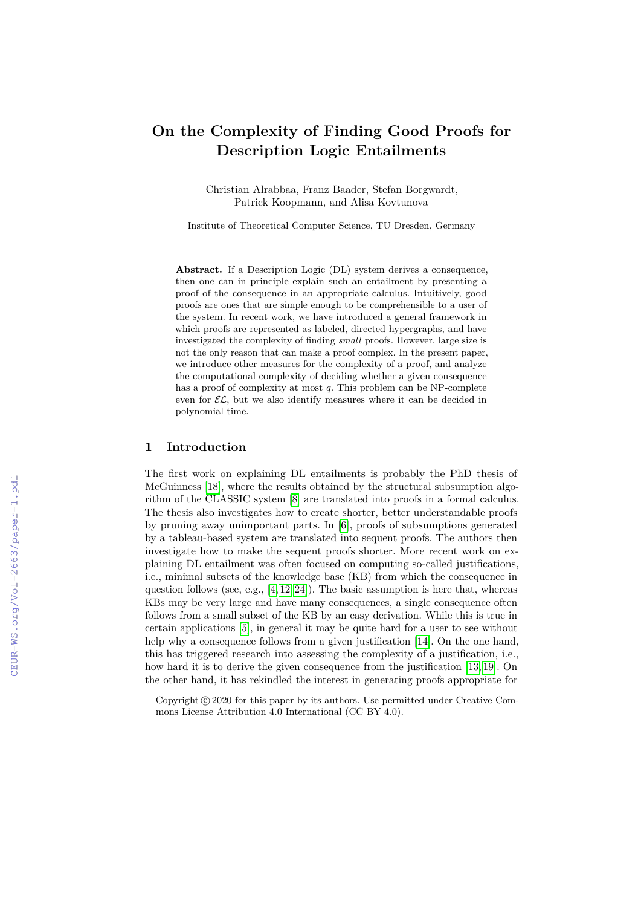# On the Complexity of Finding Good Proofs for Description Logic Entailments

Christian Alrabbaa, Franz Baader, Stefan Borgwardt, Patrick Koopmann, and Alisa Kovtunova

Institute of Theoretical Computer Science, TU Dresden, Germany

**Abstract.** If a Description Logic (DL) system derives a consequence, then one can in principle explain such an entailment by presenting a proof of the consequence in an appropriate calculus. Intuitively, good proofs are ones that are simple enough to be comprehensible to a user of the system. In recent work, we have introduced a general framework in which proofs are represented as labeled, directed hypergraphs, and have investigated the complexity of finding *small* proofs. However, large size is not the only reason that can make a proof complex. In the present paper, we introduce other measures for the complexity of a proof, and analyze the computational complexity of deciding whether a given consequence has a proof of complexity at most $q$. This problem can be NP-complete even for $\mathcal{EL}$, but we also identify measures where it can be decided in polynomial time.

## 1 Introduction

The first work on explaining DL entailments is probably the PhD thesis of McGuinness [18], where the results obtained by the structural subsumption algorithm of the CLASSIC system [8] are translated into proofs in a formal calculus. The thesis also investigates how to create shorter, better understandable proofs by pruning away unimportant parts. In [6], proofs of subsumptions generated by a tableau-based system are translated into sequent proofs. The authors then investigate how to make the sequent proofs shorter. More recent work on explaining DL entailment was often focused on computing so-called justifications, i.e., minimal subsets of the knowledge base (KB) from which the consequence in question follows (see, e.g., [4,12,24]). The basic assumption is here that, whereas KBs may be very large and have many consequences, a single consequence often follows from a small subset of the KB by an easy derivation. While this is true in certain applications [5], in general it may be quite hard for a user to see without help why a consequence follows from a given justification [14]. On the one hand, this has triggered research into assessing the complexity of a justification, i.e., how hard it is to derive the given consequence from the justification [13,19]. On the other hand, it has rekindled the interest in generating proofs appropriate for

Copyright © 2020 for this paper by its authors. Use permitted under Creative Commons License Attribution 4.0 International (CC BY 4.0).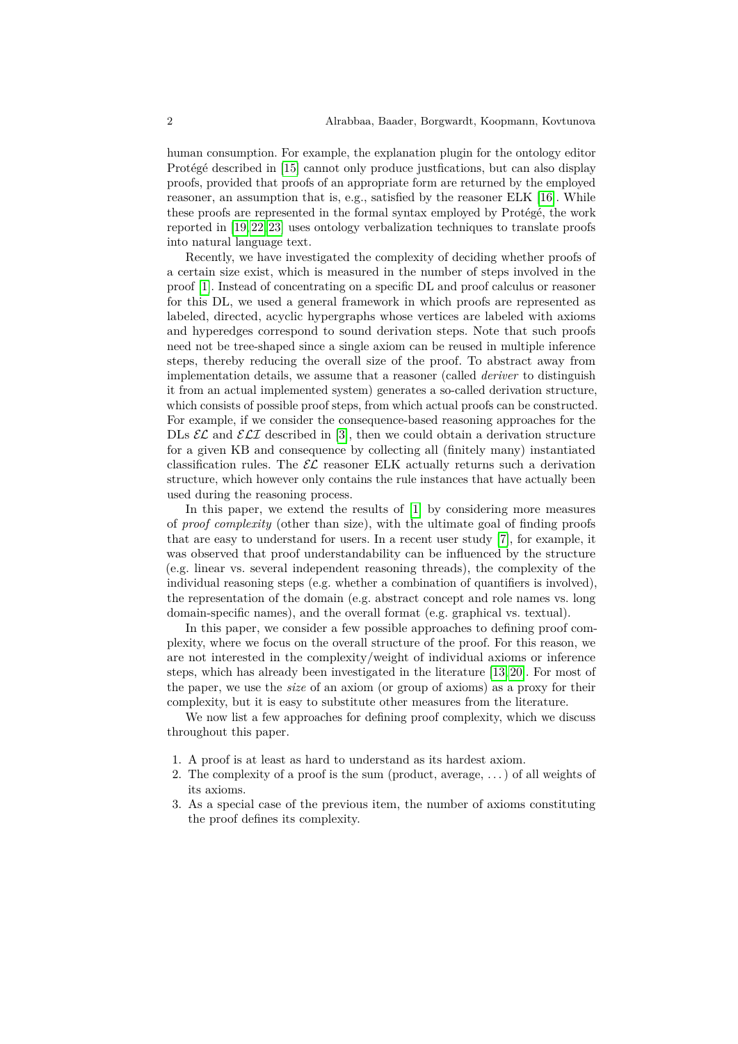human consumption. For example, the explanation plugin for the ontology editor Protégé described in [15] cannot only produce justfications, but can also display proofs, provided that proofs of an appropriate form are returned by the employed reasoner, an assumption that is, e.g., satisfied by the reasoner ELK [16]. While these proofs are represented in the formal syntax employed by Protégé, the work reported in [19,22,23] uses ontology verbalization techniques to translate proofs into natural language text.

Recently, we have investigated the complexity of deciding whether proofs of a certain size exist, which is measured in the number of steps involved in the proof [1]. Instead of concentrating on a specific DL and proof calculus or reasoner for this DL, we used a general framework in which proofs are represented as labeled, directed, acyclic hypergraphs whose vertices are labeled with axioms and hyperedges correspond to sound derivation steps. Note that such proofs need not be tree-shaped since a single axiom can be reused in multiple inference steps, thereby reducing the overall size of the proof. To abstract away from implementation details, we assume that a reasoner (called *deriver* to distinguish it from an actual implemented system) generates a so-called derivation structure, which consists of possible proof steps, from which actual proofs can be constructed. For example, if we consider the consequence-based reasoning approaches for the DLs $\mathcal{EL}$ and $\mathcal{ELI}$ described in [3], then we could obtain a derivation structure for a given KB and consequence by collecting all (finitely many) instantiated classification rules. The $\mathcal{EL}$ reasoner ELK actually returns such a derivation structure, which however only contains the rule instances that have actually been used during the reasoning process.

In this paper, we extend the results of [1] by considering more measures of *proof complexity* (other than size), with the ultimate goal of finding proofs that are easy to understand for users. In a recent user study [7], for example, it was observed that proof understandability can be influenced by the structure (e.g. linear vs. several independent reasoning threads), the complexity of the individual reasoning steps (e.g. whether a combination of quantifiers is involved), the representation of the domain (e.g. abstract concept and role names vs. long domain-specific names), and the overall format (e.g. graphical vs. textual).

In this paper, we consider a few possible approaches to defining proof complexity, where we focus on the overall structure of the proof. For this reason, we are not interested in the complexity/weight of individual axioms or inference steps, which has already been investigated in the literature [13,20]. For most of the paper, we use the *size* of an axiom (or group of axioms) as a proxy for their complexity, but it is easy to substitute other measures from the literature.

We now list a few approaches for defining proof complexity, which we discuss throughout this paper.

1. A proof is at least as hard to understand as its hardest axiom.
2. The complexity of a proof is the sum (product, average, ...) of all weights of its axioms.
3. As a special case of the previous item, the number of axioms constituting the proof defines its complexity.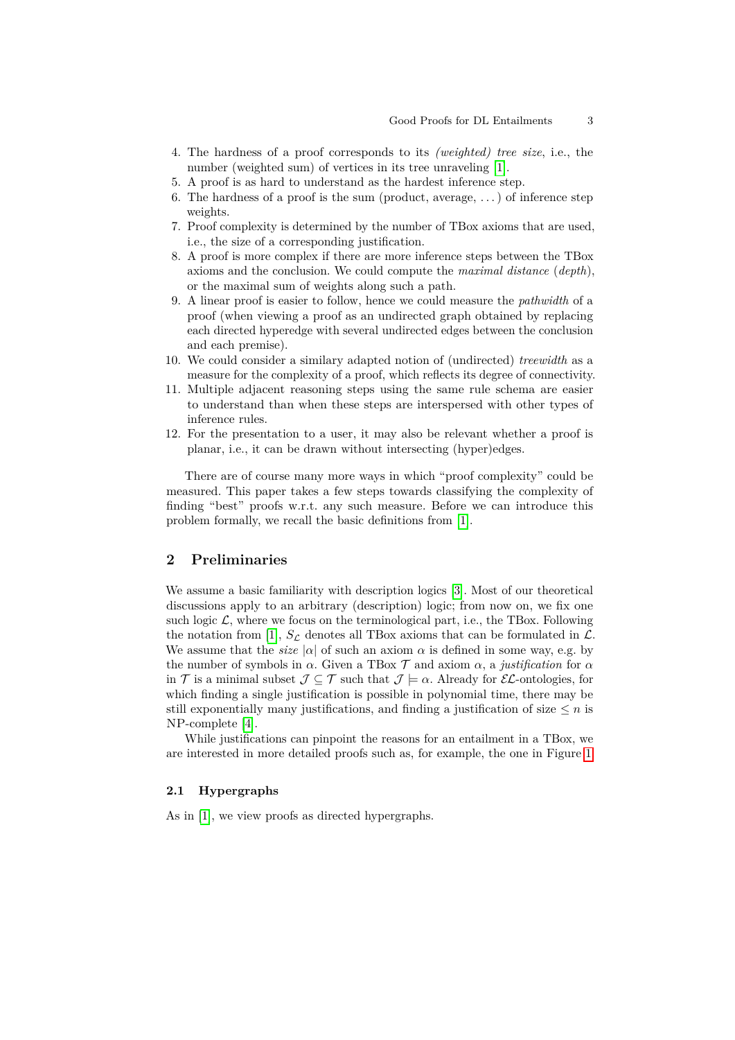4. The hardness of a proof corresponds to its *(weighted) tree size*, i.e., the number (weighted sum) of vertices in its tree unraveling [1].
5. A proof is as hard to understand as the hardest inference step.
6. The hardness of a proof is the sum (product, average, ...) of inference step weights.
7. Proof complexity is determined by the number of TBox axioms that are used, i.e., the size of a corresponding justification.
8. A proof is more complex if there are more inference steps between the TBox axioms and the conclusion. We could compute the *maximal distance* (*depth*), or the maximal sum of weights along such a path.
9. A linear proof is easier to follow, hence we could measure the *pathwidth* of a proof (when viewing a proof as an undirected graph obtained by replacing each directed hyperedge with several undirected edges between the conclusion and each premise).
10. We could consider a similary adapted notion of (undirected) *treewidth* as a measure for the complexity of a proof, which reflects its degree of connectivity.
11. Multiple adjacent reasoning steps using the same rule schema are easier to understand than when these steps are interspersed with other types of inference rules.
12. For the presentation to a user, it may also be relevant whether a proof is planar, i.e., it can be drawn without intersecting (hyper)edges.

There are of course many more ways in which "proof complexity" could be measured. This paper takes a few steps towards classifying the complexity of finding "best" proofs w.r.t. any such measure. Before we can introduce this problem formally, we recall the basic definitions from [1].

## 2 Preliminaries

We assume a basic familiarity with description logics [3]. Most of our theoretical discussions apply to an arbitrary (description) logic; from now on, we fix one such logic $\mathcal{L}$, where we focus on the terminological part, i.e., the TBox. Following the notation from [1], $S_{\mathcal{L}}$ denotes all TBox axioms that can be formulated in $\mathcal{L}$. We assume that the *size* $|\alpha|$ of such an axiom $\alpha$ is defined in some way, e.g. by the number of symbols in $\alpha$. Given a TBox $\mathcal{T}$ and axiom $\alpha$, a *justification* for $\alpha$ in $\mathcal{T}$ is a minimal subset $\mathcal{J} \subseteq \mathcal{T}$ such that $\mathcal{J} \models \alpha$. Already for $\mathcal{EL}$-ontologies, for which finding a single justification is possible in polynomial time, there may be still exponentially many justifications, and finding a justification of size $\leq n$ is NP-complete [4].

While justifications can pinpoint the reasons for an entailment in a TBox, we are interested in more detailed proofs such as, for example, the one in Figure 1.

### 2.1 Hypergraphs

As in [1], we view proofs as directed hypergraphs.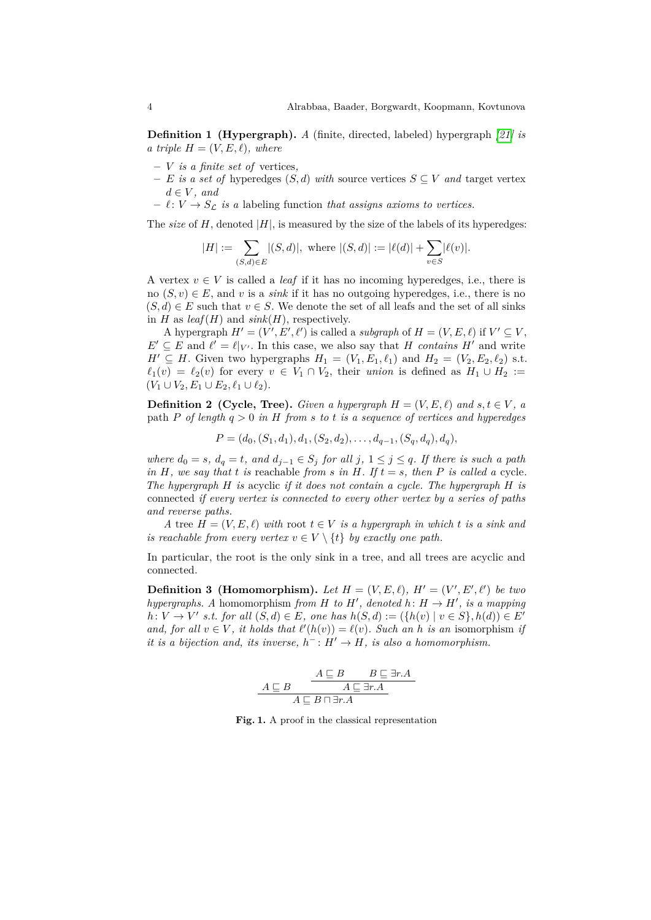**Definition 1 (Hypergraph).** *A* (finite, directed, labeled) hypergraph *[21] is a triple $H = (V, E, \ell)$, where*

- *$V$ is a finite set of* vertices*,*
- *$E$ is a set of* hyperedges *$(S, d)$ with* source vertices *$S \subseteq V$ and* target vertex *$d \in V$, and*
- *$\ell\colon V \to S_{\mathcal{L}}$ is a* labeling function *that assigns axioms to vertices.*

The *size* of $H$, denoted $|H|$, is measured by the size of the labels of its hyperedges:

$$|H| := \sum_{(S,d)\in E} |(S,d)|, \text{ where } |(S,d)| := |\ell(d)| + \sum_{v\in S} |\ell(v)|.$$

A vertex $v \in V$ is called a *leaf* if it has no incoming hyperedges, i.e., there is no $(S, v) \in E$, and $v$ is a *sink* if it has no outgoing hyperedges, i.e., there is no $(S, d) \in E$ such that $v \in S$. We denote the set of all leafs and the set of all sinks in $H$ as $\mathit{leaf}(H)$ and $\mathit{sink}(H)$, respectively.

A hypergraph $H' = (V', E', \ell')$ is called a *subgraph* of $H = (V, E, \ell)$ if $V' \subseteq V$, $E' \subseteq E$ and $\ell' = \ell|_{V'}$. In this case, we also say that $H$ *contains* $H'$ and write $H' \subseteq H$. Given two hypergraphs $H_1 = (V_1, E_1, \ell_1)$ and $H_2 = (V_2, E_2, \ell_2)$ s.t. $\ell_1(v) = \ell_2(v)$ for every $v \in V_1 \cap V_2$, their *union* is defined as $H_1 \cup H_2 := (V_1 \cup V_2, E_1 \cup E_2, \ell_1 \cup \ell_2)$.

**Definition 2 (Cycle, Tree).** *Given a hypergraph $H = (V, E, \ell)$ and $s, t \in V$, a* path *$P$ of length $q > 0$ in $H$ from $s$ to $t$ is a sequence of vertices and hyperedges*

$$P = (d_0, (S_1, d_1), d_1, (S_2, d_2), \ldots, d_{q-1}, (S_q, d_q), d_q),$$

*where $d_0 = s$, $d_q = t$, and $d_{j-1} \in S_j$ for all $j$, $1 \le j \le q$. If there is such a path in $H$, we say that $t$ is* reachable *from $s$ in $H$. If $t = s$, then $P$ is called a* cycle*. The hypergraph $H$ is* acyclic *if it does not contain a cycle. The hypergraph $H$ is* connected *if every vertex is connected to every other vertex by a series of paths and reverse paths.*

*A* tree *$H = (V, E, \ell)$ with* root *$t \in V$ is a hypergraph in which $t$ is a sink and is reachable from every vertex $v \in V \setminus \{t\}$ by exactly one path.*

In particular, the root is the only sink in a tree, and all trees are acyclic and connected.

**Definition 3 (Homomorphism).** *Let $H = (V, E, \ell)$, $H' = (V', E', \ell')$ be two hypergraphs. A* homomorphism *from $H$ to $H'$, denoted $h\colon H \to H'$, is a mapping $h\colon V \to V'$ s.t. for all $(S, d) \in E$, one has $h(S, d) := (\{h(v) \mid v \in S\}, h(d)) \in E'$ and, for all $v \in V$, it holds that $\ell'(h(v)) = \ell(v)$. Such an $h$ is an* isomorphism *if it is a bijection and, its inverse, $h^- \colon H' \to H$, is also a homomorphism.*

$$\dfrac{A \sqsubseteq B \qquad \dfrac{A \sqsubseteq B \qquad B \sqsubseteq \exists r.A}{A \sqsubseteq \exists r.A}}{A \sqsubseteq B \sqcap \exists r.A}$$

**Fig. 1.** A proof in the classical representation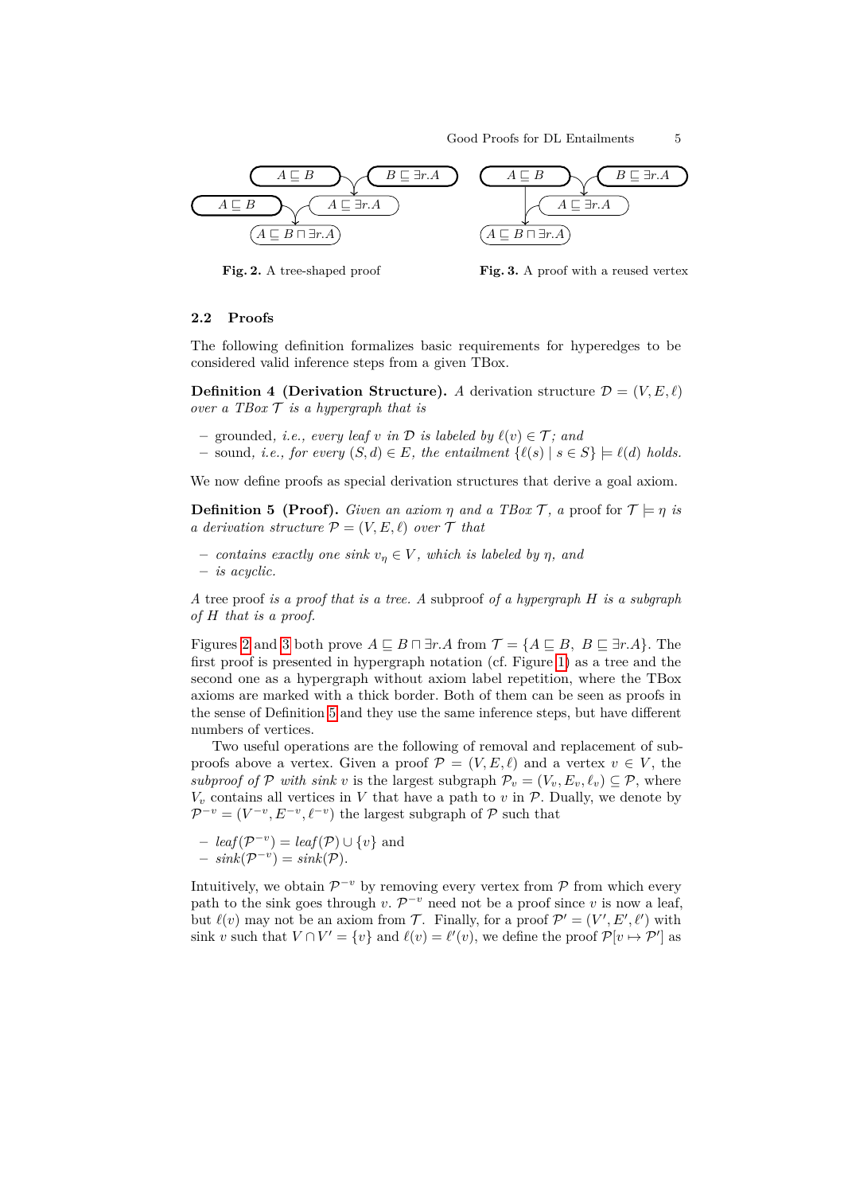Fig. 2. A tree-shaped proof

Fig. 3. A proof with a reused vertex

### 2.2 Proofs

The following definition formalizes basic requirements for hyperedges to be considered valid inference steps from a given TBox.

**Definition 4 (Derivation Structure).** *A derivation structure $\mathcal{D} = (V, E, \ell)$ over a TBox $\mathcal{T}$ is a hypergraph that is*

- grounded, *i.e., every leaf $v$ in $\mathcal{D}$ is labeled by $\ell(v) \in \mathcal{T}$; and*
- sound, *i.e., for every $(S, d) \in E$, the entailment $\{\ell(s) \mid s \in S\} \models \ell(d)$ holds.*

We now define proofs as special derivation structures that derive a goal axiom.

**Definition 5 (Proof).** *Given an axiom $\eta$ and a TBox $\mathcal{T}$, a* proof for $\mathcal{T} \models \eta$ *is a derivation structure $\mathcal{P} = (V, E, \ell)$ over $\mathcal{T}$ that*

- *contains exactly one sink $v_\eta \in V$, which is labeled by $\eta$, and*
- *is acyclic.*

*A* tree proof *is a proof that is a tree. A* subproof *of a hypergraph $H$ is a subgraph of $H$ that is a proof.*

Figures 2 and 3 both prove $A \sqsubseteq B \sqcap \exists r.A$ from $\mathcal{T} = \{A \sqsubseteq B,\ B \sqsubseteq \exists r.A\}$. The first proof is presented in hypergraph notation (cf. Figure 1) as a tree and the second one as a hypergraph without axiom label repetition, where the TBox axioms are marked with a thick border. Both of them can be seen as proofs in the sense of Definition 5 and they use the same inference steps, but have different numbers of vertices.

Two useful operations are the following of removal and replacement of subproofs above a vertex. Given a proof $\mathcal{P} = (V, E, \ell)$ and a vertex $v \in V$, the *subproof of $\mathcal{P}$ with sink $v$* is the largest subgraph $\mathcal{P}_v = (V_v, E_v, \ell_v) \subseteq \mathcal{P}$, where $V_v$ contains all vertices in $V$ that have a path to $v$ in $\mathcal{P}$. Dually, we denote by $\mathcal{P}^{-v} = (V^{-v}, E^{-v}, \ell^{-v})$ the largest subgraph of $\mathcal{P}$ such that

- $\mathit{leaf}(\mathcal{P}^{-v}) = \mathit{leaf}(\mathcal{P}) \cup \{v\}$ and
- $\mathit{sink}(\mathcal{P}^{-v}) = \mathit{sink}(\mathcal{P})$.

Intuitively, we obtain $\mathcal{P}^{-v}$ by removing every vertex from $\mathcal{P}$ from which every path to the sink goes through $v$. $\mathcal{P}^{-v}$ need not be a proof since $v$ is now a leaf, but $\ell(v)$ may not be an axiom from $\mathcal{T}$. Finally, for a proof $\mathcal{P}' = (V', E', \ell')$ with sink $v$ such that $V \cap V' = \{v\}$ and $\ell(v) = \ell'(v)$, we define the proof $\mathcal{P}[v \mapsto \mathcal{P}']$ as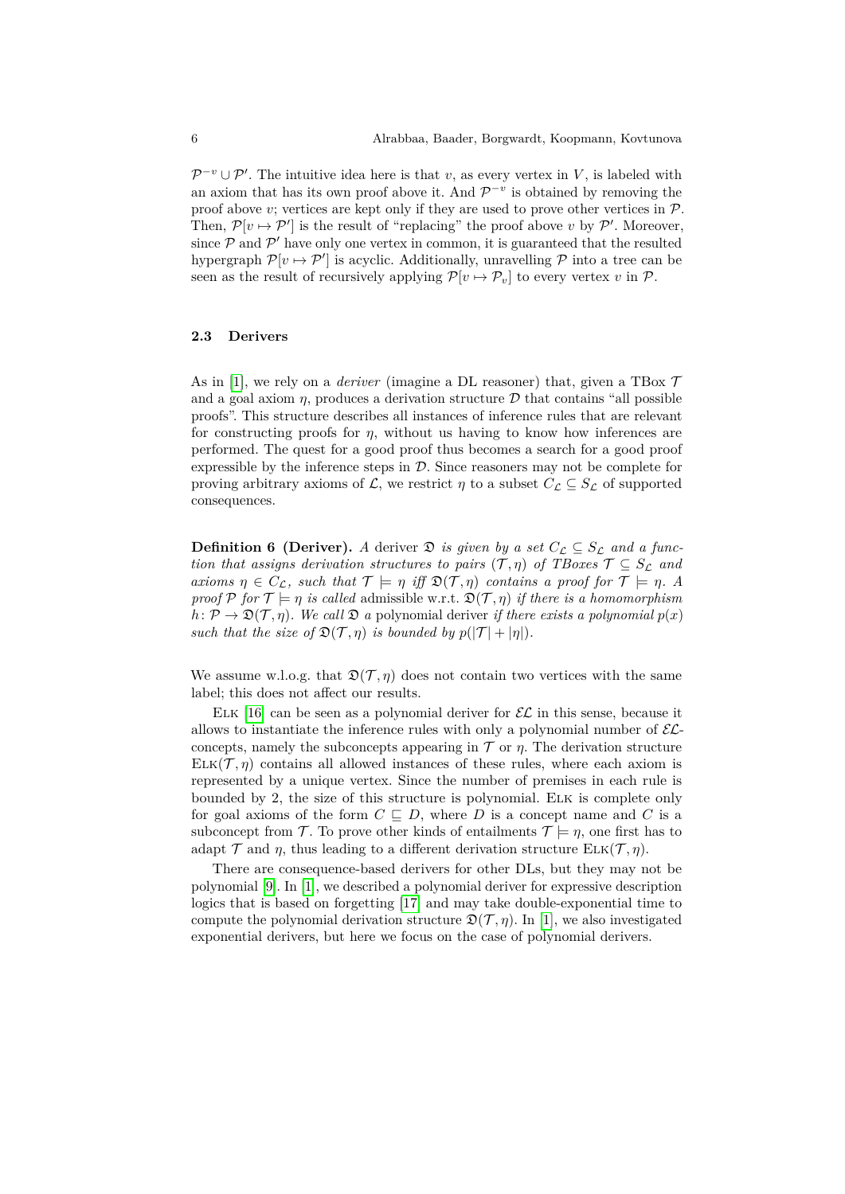$\mathcal{P}^{-v} \cup \mathcal{P}'$. The intuitive idea here is that $v$, as every vertex in $V$, is labeled with an axiom that has its own proof above it. And $\mathcal{P}^{-v}$ is obtained by removing the proof above $v$; vertices are kept only if they are used to prove other vertices in $\mathcal{P}$. Then, $\mathcal{P}[v \mapsto \mathcal{P}']$ is the result of "replacing" the proof above $v$ by $\mathcal{P}'$. Moreover, since $\mathcal{P}$ and $\mathcal{P}'$ have only one vertex in common, it is guaranteed that the resulted hypergraph $\mathcal{P}[v \mapsto \mathcal{P}']$ is acyclic. Additionally, unravelling $\mathcal{P}$ into a tree can be seen as the result of recursively applying $\mathcal{P}[v \mapsto \mathcal{P}_v]$ to every vertex $v$ in $\mathcal{P}$.

### 2.3 Derivers

As in [1], we rely on a *deriver* (imagine a DL reasoner) that, given a TBox $\mathcal{T}$ and a goal axiom $\eta$, produces a derivation structure $\mathcal{D}$ that contains "all possible proofs". This structure describes all instances of inference rules that are relevant for constructing proofs for $\eta$, without us having to know how inferences are performed. The quest for a good proof thus becomes a search for a good proof expressible by the inference steps in $\mathcal{D}$. Since reasoners may not be complete for proving arbitrary axioms of $\mathcal{L}$, we restrict $\eta$ to a subset $C_\mathcal{L} \subseteq S_\mathcal{L}$ of supported consequences.

**Definition 6 (Deriver).** *A* deriver $\mathfrak{D}$ *is given by a set* $C_\mathcal{L} \subseteq S_\mathcal{L}$ *and a function that assigns derivation structures to pairs* $(\mathcal{T}, \eta)$ *of TBoxes* $\mathcal{T} \subseteq S_\mathcal{L}$ *and axioms* $\eta \in C_\mathcal{L}$, *such that* $\mathcal{T} \models \eta$ *iff* $\mathfrak{D}(\mathcal{T}, \eta)$ *contains a proof for* $\mathcal{T} \models \eta$. *A proof* $\mathcal{P}$ *for* $\mathcal{T} \models \eta$ *is called* admissible *w.r.t.* $\mathfrak{D}(\mathcal{T}, \eta)$ *if there is a homomorphism* $h\colon \mathcal{P} \to \mathfrak{D}(\mathcal{T}, \eta)$. *We call* $\mathfrak{D}$ *a* polynomial deriver *if there exists a polynomial* $p(x)$ *such that the size of* $\mathfrak{D}(\mathcal{T}, \eta)$ *is bounded by* $p(|\mathcal{T}| + |\eta|)$.

We assume w.l.o.g. that $\mathfrak{D}(\mathcal{T}, \eta)$ does not contain two vertices with the same label; this does not affect our results.

Elk [16] can be seen as a polynomial deriver for $\mathcal{EL}$ in this sense, because it allows to instantiate the inference rules with only a polynomial number of $\mathcal{EL}$-concepts, namely the subconcepts appearing in $\mathcal{T}$ or $\eta$. The derivation structure $\text{Elk}(\mathcal{T}, \eta)$ contains all allowed instances of these rules, where each axiom is represented by a unique vertex. Since the number of premises in each rule is bounded by 2, the size of this structure is polynomial. Elk is complete only for goal axioms of the form $C \sqsubseteq D$, where $D$ is a concept name and $C$ is a subconcept from $\mathcal{T}$. To prove other kinds of entailments $\mathcal{T} \models \eta$, one first has to adapt $\mathcal{T}$ and $\eta$, thus leading to a different derivation structure $\text{Elk}(\mathcal{T}, \eta)$.

There are consequence-based derivers for other DLs, but they may not be polynomial [9]. In [1], we described a polynomial deriver for expressive description logics that is based on forgetting [17] and may take double-exponential time to compute the polynomial derivation structure $\mathfrak{D}(\mathcal{T}, \eta)$. In [1], we also investigated exponential derivers, but here we focus on the case of polynomial derivers.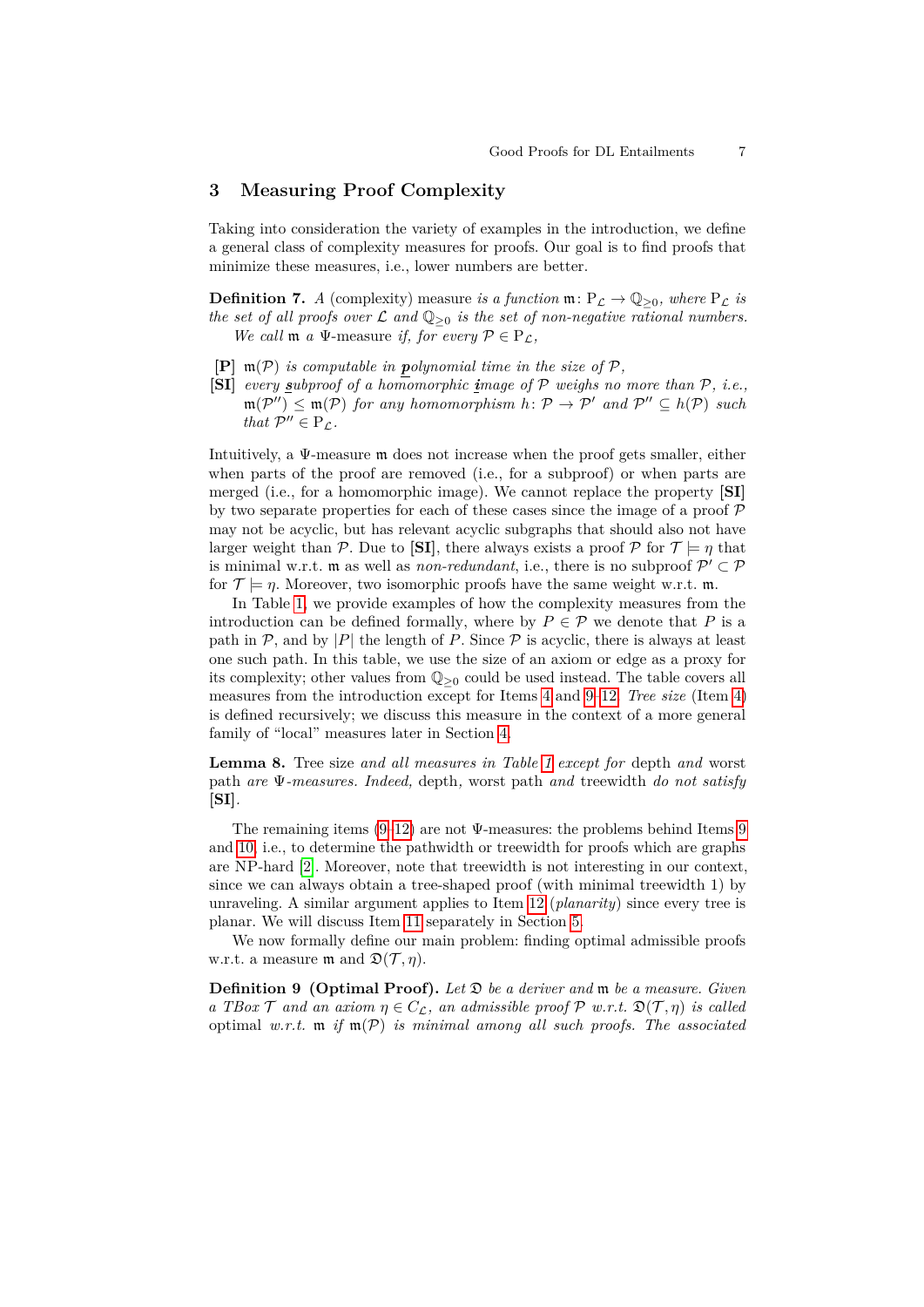## 3 Measuring Proof Complexity

Taking into consideration the variety of examples in the introduction, we define a general class of complexity measures for proofs. Our goal is to find proofs that minimize these measures, i.e., lower numbers are better.

**Definition 7.** *A* (complexity) measure *is a function* $\mathfrak{m}\colon \mathrm{P}_{\mathcal{L}} \to \mathbb{Q}_{\geq 0}$*, where* $\mathrm{P}_{\mathcal{L}}$ *is the set of all proofs over* $\mathcal{L}$ *and* $\mathbb{Q}_{\geq 0}$ *is the set of non-negative rational numbers. We call* $\mathfrak{m}$ *a* $\Psi$*-measure if, for every* $\mathcal{P} \in \mathrm{P}_{\mathcal{L}}$*,*

- **[P]** $\mathfrak{m}(\mathcal{P})$ *is computable in* ***p****olynomial time in the size of* $\mathcal{P}$*,*
- **[SI]** *every* ***s****ubproof of a homomorphic* ***i****mage of* $\mathcal{P}$ *weighs no more than* $\mathcal{P}$*, i.e.,* $\mathfrak{m}(\mathcal{P}'') \leq \mathfrak{m}(\mathcal{P})$ *for any homomorphism* $h\colon \mathcal{P} \to \mathcal{P}'$ *and* $\mathcal{P}'' \subseteq h(\mathcal{P})$ *such that* $\mathcal{P}'' \in \mathrm{P}_{\mathcal{L}}$*.*

Intuitively, a $\Psi$-measure $\mathfrak{m}$ does not increase when the proof gets smaller, either when parts of the proof are removed (i.e., for a subproof) or when parts are merged (i.e., for a homomorphic image). We cannot replace the property **[SI]** by two separate properties for each of these cases since the image of a proof $\mathcal{P}$ may not be acyclic, but has relevant acyclic subgraphs that should also not have larger weight than $\mathcal{P}$. Due to **[SI]**, there always exists a proof $\mathcal{P}$ for $\mathcal{T} \models \eta$ that is minimal w.r.t. $\mathfrak{m}$ as well as *non-redundant*, i.e., there is no subproof $\mathcal{P}' \subset \mathcal{P}$ for $\mathcal{T} \models \eta$. Moreover, two isomorphic proofs have the same weight w.r.t. $\mathfrak{m}$.

In Table 1, we provide examples of how the complexity measures from the introduction can be defined formally, where by $P \in \mathcal{P}$ we denote that $P$ is a path in $\mathcal{P}$, and by $|P|$ the length of $P$. Since $\mathcal{P}$ is acyclic, there is always at least one such path. In this table, we use the size of an axiom or edge as a proxy for its complexity; other values from $\mathbb{Q}_{\geq 0}$ could be used instead. The table covers all measures from the introduction except for Items 4 and 9–12. *Tree size* (Item 4) is defined recursively; we discuss this measure in the context of a more general family of "local" measures later in Section 4.

**Lemma 8.** Tree size *and all measures in Table 1 except for* depth *and* worst path *are* $\Psi$*-measures. Indeed,* depth*,* worst path *and* treewidth *do not satisfy* **[SI]***.*

The remaining items (9–12) are not $\Psi$-measures: the problems behind Items 9 and 10, i.e., to determine the pathwidth or treewidth for proofs which are graphs are NP-hard [2]. Moreover, note that treewidth is not interesting in our context, since we can always obtain a tree-shaped proof (with minimal treewidth 1) by unraveling. A similar argument applies to Item 12 (*planarity*) since every tree is planar. We will discuss Item 11 separately in Section 5.

We now formally define our main problem: finding optimal admissible proofs w.r.t. a measure $\mathfrak{m}$ and $\mathfrak{D}(\mathcal{T}, \eta)$.

**Definition 9 (Optimal Proof).** *Let* $\mathfrak{D}$ *be a deriver and* $\mathfrak{m}$ *be a measure. Given a TBox* $\mathcal{T}$ *and an axiom* $\eta \in C_{\mathcal{L}}$*, an admissible proof* $\mathcal{P}$ *w.r.t.* $\mathfrak{D}(\mathcal{T}, \eta)$ *is called* optimal *w.r.t.* $\mathfrak{m}$ *if* $\mathfrak{m}(\mathcal{P})$ *is minimal among all such proofs. The associated*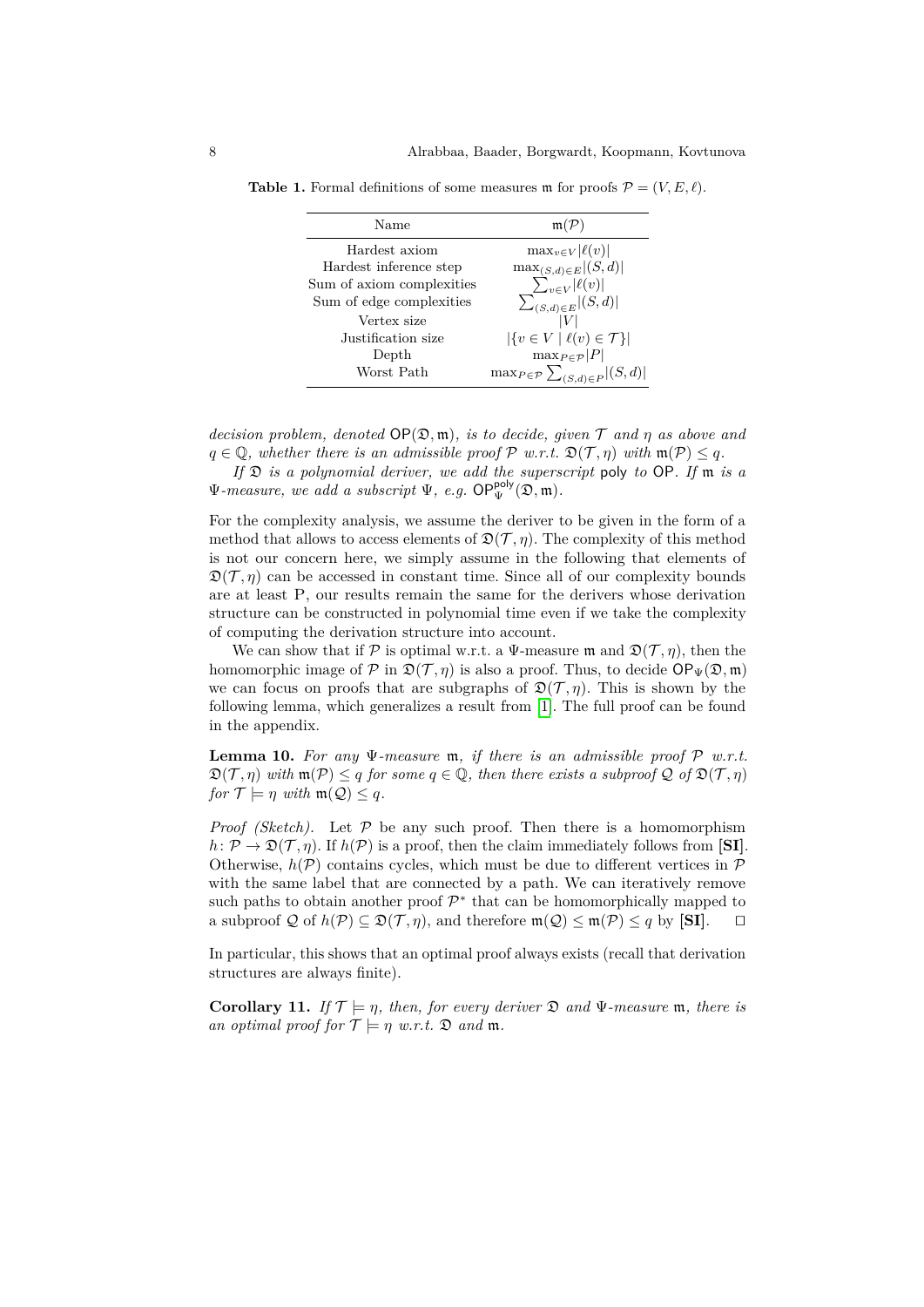**Table 1.** Formal definitions of some measures $\mathfrak{m}$ for proofs $\mathcal{P} = (V, E, \ell)$.

| Name | $\mathfrak{m}(\mathcal{P})$ |
|---|---|
| Hardest axiom | $\max_{v \in V} \lvert \ell(v) \rvert$ |
| Hardest inference step | $\max_{(S,d) \in E} \lvert (S, d) \rvert$ |
| Sum of axiom complexities | $\sum_{v \in V} \lvert \ell(v) \rvert$ |
| Sum of edge complexities | $\sum_{(S,d) \in E} \lvert (S, d) \rvert$ |
| Vertex size | $\lvert V \rvert$ |
| Justification size | $\lvert \{v \in V \mid \ell(v) \in \mathcal{T}\} \rvert$ |
| Depth | $\max_{P \in \mathcal{P}} \lvert P \rvert$ |
| Worst Path | $\max_{P \in \mathcal{P}} \sum_{(S,d) \in P} \lvert (S, d) \rvert$ |

*decision problem, denoted* $\mathsf{OP}(\mathfrak{D}, \mathfrak{m})$*, is to decide, given* $\mathcal{T}$ *and* $\eta$ *as above and* $q \in \mathbb{Q}$*, whether there is an admissible proof* $\mathcal{P}$ *w.r.t.* $\mathfrak{D}(\mathcal{T}, \eta)$ *with* $\mathfrak{m}(\mathcal{P}) \leq q$*.*

*If* $\mathfrak{D}$ *is a polynomial deriver, we add the superscript* $\mathsf{poly}$ *to* $\mathsf{OP}$*. If* $\mathfrak{m}$ *is a* $\Psi$*-measure, we add a subscript* $\Psi$*, e.g.* $\mathsf{OP}^{\mathsf{poly}}_{\Psi}(\mathfrak{D}, \mathfrak{m})$*.*

For the complexity analysis, we assume the deriver to be given in the form of a method that allows to access elements of $\mathfrak{D}(\mathcal{T}, \eta)$. The complexity of this method is not our concern here, we simply assume in the following that elements of $\mathfrak{D}(\mathcal{T}, \eta)$ can be accessed in constant time. Since all of our complexity bounds are at least P, our results remain the same for the derivers whose derivation structure can be constructed in polynomial time even if we take the complexity of computing the derivation structure into account.

We can show that if $\mathcal{P}$ is optimal w.r.t. a $\Psi$-measure $\mathfrak{m}$ and $\mathfrak{D}(\mathcal{T}, \eta)$, then the homomorphic image of $\mathcal{P}$ in $\mathfrak{D}(\mathcal{T}, \eta)$ is also a proof. Thus, to decide $\mathsf{OP}_{\Psi}(\mathfrak{D}, \mathfrak{m})$ we can focus on proofs that are subgraphs of $\mathfrak{D}(\mathcal{T}, \eta)$. This is shown by the following lemma, which generalizes a result from [1]. The full proof can be found in the appendix.

**Lemma 10.** *For any* $\Psi$*-measure* $\mathfrak{m}$*, if there is an admissible proof* $\mathcal{P}$ *w.r.t.* $\mathfrak{D}(\mathcal{T}, \eta)$ *with* $\mathfrak{m}(\mathcal{P}) \leq q$ *for some* $q \in \mathbb{Q}$*, then there exists a subproof* $\mathcal{Q}$ *of* $\mathfrak{D}(\mathcal{T}, \eta)$ *for* $\mathcal{T} \models \eta$ *with* $\mathfrak{m}(\mathcal{Q}) \leq q$*.*

*Proof (Sketch).* Let $\mathcal{P}$ be any such proof. Then there is a homomorphism $h \colon \mathcal{P} \to \mathfrak{D}(\mathcal{T}, \eta)$. If $h(\mathcal{P})$ is a proof, then the claim immediately follows from **[SI]**. Otherwise, $h(\mathcal{P})$ contains cycles, which must be due to different vertices in $\mathcal{P}$ with the same label that are connected by a path. We can iteratively remove such paths to obtain another proof $\mathcal{P}^*$ that can be homomorphically mapped to a subproof $\mathcal{Q}$ of $h(\mathcal{P}) \subseteq \mathfrak{D}(\mathcal{T}, \eta)$, and therefore $\mathfrak{m}(\mathcal{Q}) \leq \mathfrak{m}(\mathcal{P}) \leq q$ by **[SI]**. $\square$

In particular, this shows that an optimal proof always exists (recall that derivation structures are always finite).

**Corollary 11.** *If* $\mathcal{T} \models \eta$*, then, for every deriver* $\mathfrak{D}$ *and* $\Psi$*-measure* $\mathfrak{m}$*, there is an optimal proof for* $\mathcal{T} \models \eta$ *w.r.t.* $\mathfrak{D}$ *and* $\mathfrak{m}$*.*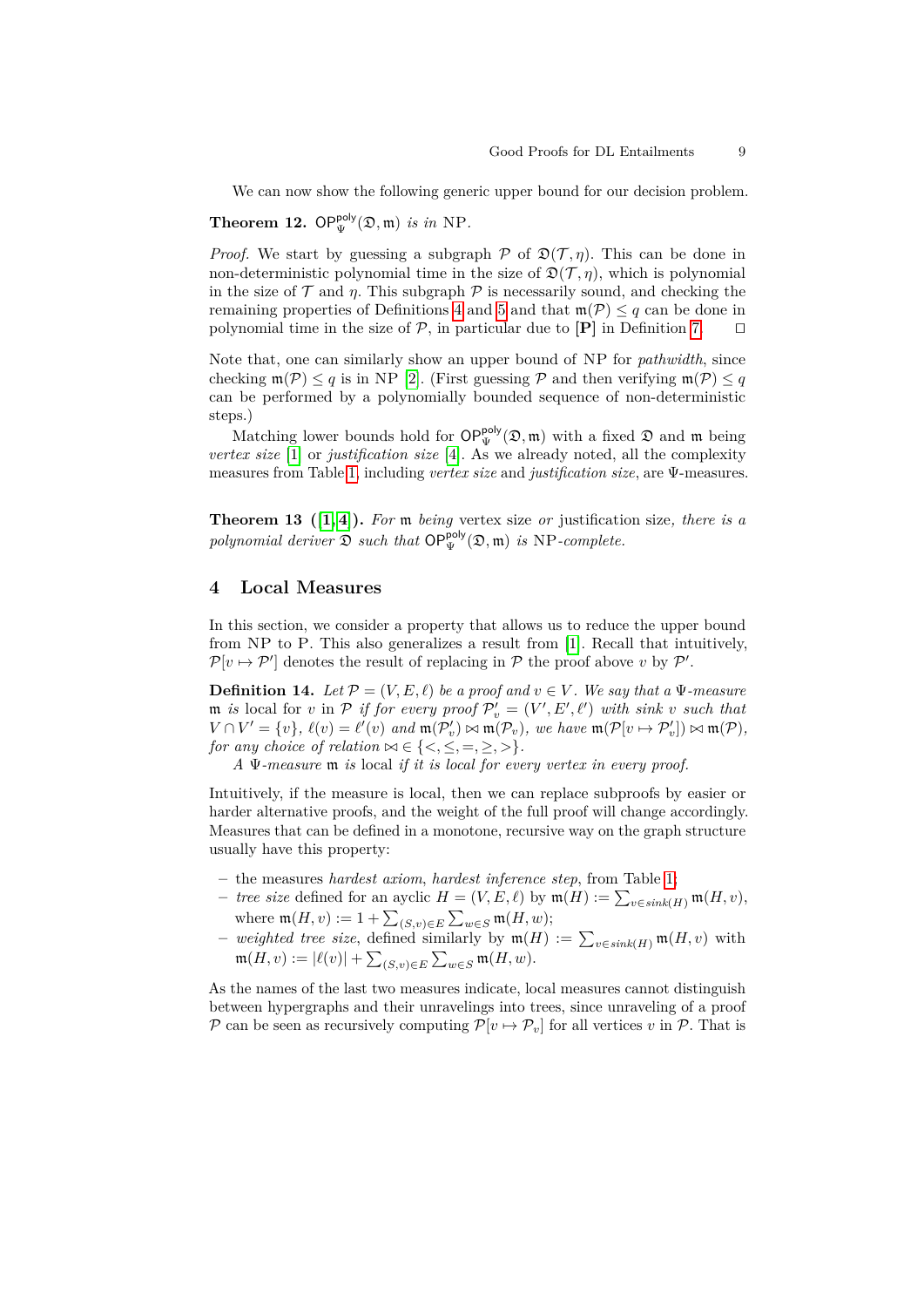We can now show the following generic upper bound for our decision problem.

**Theorem 12.** $\mathsf{OP}^{\mathsf{poly}}_{\Psi}(\mathfrak{D}, \mathfrak{m})$ *is in* NP.

*Proof.* We start by guessing a subgraph $\mathcal{P}$ of $\mathfrak{D}(\mathcal{T}, \eta)$. This can be done in non-deterministic polynomial time in the size of $\mathfrak{D}(\mathcal{T}, \eta)$, which is polynomial in the size of $\mathcal{T}$ and $\eta$. This subgraph $\mathcal{P}$ is necessarily sound, and checking the remaining properties of Definitions 4 and 5 and that $\mathfrak{m}(\mathcal{P}) \leq q$ can be done in polynomial time in the size of $\mathcal{P}$, in particular due to **[P]** in Definition 7. ◻

Note that, one can similarly show an upper bound of NP for *pathwidth*, since checking $\mathfrak{m}(\mathcal{P}) \leq q$ is in NP [2]. (First guessing $\mathcal{P}$ and then verifying $\mathfrak{m}(\mathcal{P}) \leq q$ can be performed by a polynomially bounded sequence of non-deterministic steps.)

Matching lower bounds hold for $\mathsf{OP}^{\mathsf{poly}}_{\Psi}(\mathfrak{D}, \mathfrak{m})$ with a fixed $\mathfrak{D}$ and $\mathfrak{m}$ being *vertex size* [1] or *justification size* [4]. As we already noted, all the complexity measures from Table 1, including *vertex size* and *justification size*, are $\Psi$-measures.

**Theorem 13 ([1,4]).** *For* $\mathfrak{m}$ *being* vertex size *or* justification size*, there is a polynomial deriver* $\mathfrak{D}$ *such that* $\mathsf{OP}^{\mathsf{poly}}_{\Psi}(\mathfrak{D}, \mathfrak{m})$ *is* NP*-complete.*

## 4 Local Measures

In this section, we consider a property that allows us to reduce the upper bound from NP to P. This also generalizes a result from [1]. Recall that intuitively, $\mathcal{P}[v \mapsto \mathcal{P}']$ denotes the result of replacing in $\mathcal{P}$ the proof above $v$ by $\mathcal{P}'$.

**Definition 14.** *Let* $\mathcal{P} = (V, E, \ell)$ *be a proof and* $v \in V$*. We say that a* $\Psi$*-measure* $\mathfrak{m}$ *is* local *for* $v$ *in* $\mathcal{P}$ *if for every proof* $\mathcal{P}'_v = (V', E', \ell')$ *with sink* $v$ *such that* $V \cap V' = \{v\}$*,* $\ell(v) = \ell'(v)$ *and* $\mathfrak{m}(\mathcal{P}'_v) \bowtie \mathfrak{m}(\mathcal{P}_v)$*, we have* $\mathfrak{m}(\mathcal{P}[v \mapsto \mathcal{P}'_v]) \bowtie \mathfrak{m}(\mathcal{P})$*, for any choice of relation* $\bowtie \in \{<, \leq, =, \geq, >\}$*.*

*A* $\Psi$*-measure* $\mathfrak{m}$ *is* local *if it is local for every vertex in every proof.*

Intuitively, if the measure is local, then we can replace subproofs by easier or harder alternative proofs, and the weight of the full proof will change accordingly. Measures that can be defined in a monotone, recursive way on the graph structure usually have this property:

- the measures *hardest axiom*, *hardest inference step*, from Table 1;
- *tree size* defined for an aylcic $H = (V, E, \ell)$ by $\mathfrak{m}(H) := \sum_{v \in sink(H)} \mathfrak{m}(H, v)$, where $\mathfrak{m}(H, v) := 1 + \sum_{(S,v) \in E} \sum_{w \in S} \mathfrak{m}(H, w)$;
- *weighted tree size*, defined similarly by $\mathfrak{m}(H) := \sum_{v \in sink(H)} \mathfrak{m}(H, v)$ with $\mathfrak{m}(H, v) := |\ell(v)| + \sum_{(S,v) \in E} \sum_{w \in S} \mathfrak{m}(H, w)$.

As the names of the last two measures indicate, local measures cannot distinguish between hypergraphs and their unravelings into trees, since unraveling of a proof $\mathcal{P}$ can be seen as recursively computing $\mathcal{P}[v \mapsto \mathcal{P}_v]$ for all vertices $v$ in $\mathcal{P}$. That is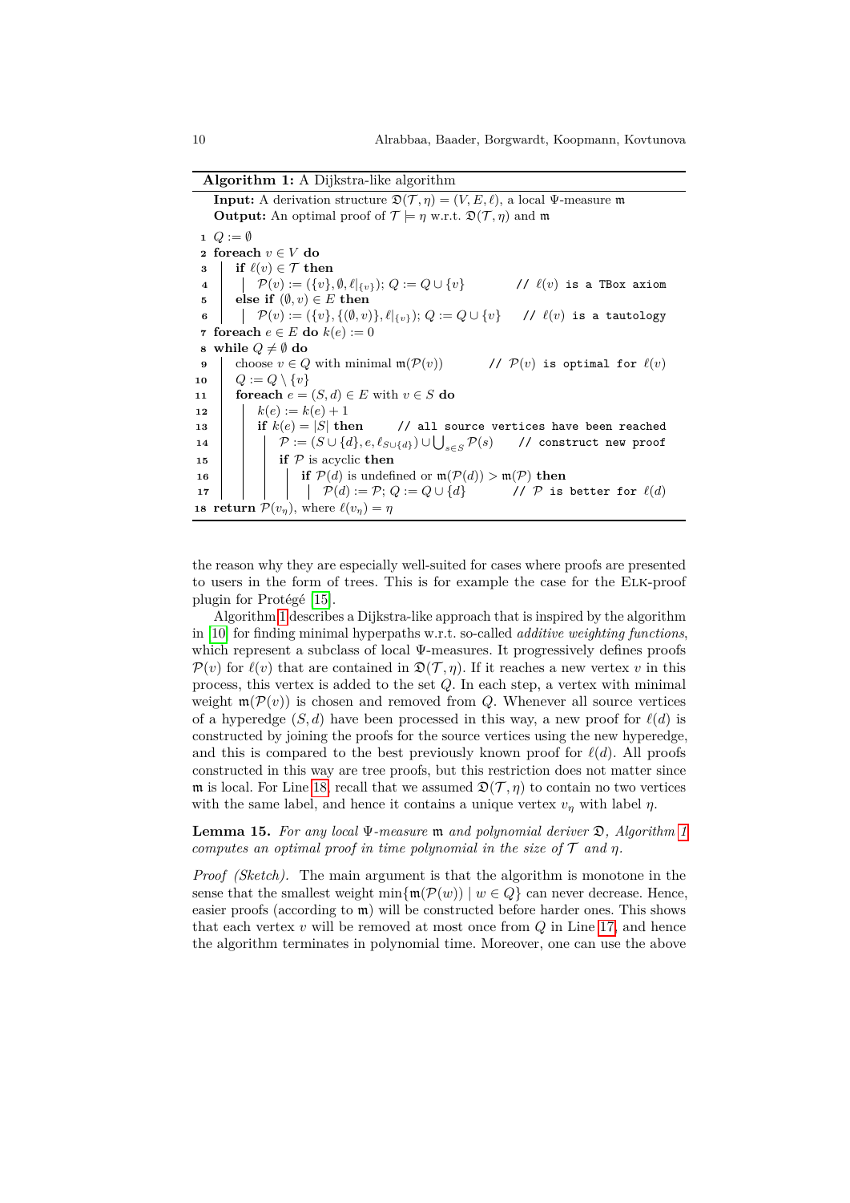**Algorithm 1:** A Dijkstra-like algorithm

```
   Input: A derivation structure 𝔇(𝒯, η) = (V, E, ℓ), a local Ψ-measure 𝔪
   Output: An optimal proof of 𝒯 ⊨ η w.r.t. 𝔇(𝒯, η) and 𝔪
 1 Q := ∅
 2 foreach v ∈ V do
 3   if ℓ(v) ∈ 𝒯 then
 4     𝒫(v) := ({v}, ∅, ℓ|{v}); Q := Q ∪ {v}           // ℓ(v) is a TBox axiom
 5   else if (∅, v) ∈ E then
 6     𝒫(v) := ({v}, {(∅, v)}, ℓ|{v}); Q := Q ∪ {v}    // ℓ(v) is a tautology
 7 foreach e ∈ E do k(e) := 0
 8 while Q ≠ ∅ do
 9   choose v ∈ Q with minimal 𝔪(𝒫(v))          // 𝒫(v) is optimal for ℓ(v)
10   Q := Q \ {v}
11   foreach e = (S, d) ∈ E with v ∈ S do
12     k(e) := k(e) + 1
13     if k(e) = |S| then       // all source vertices have been reached
14       𝒫 := (S ∪ {d}, e, ℓ_{S∪{d}}) ∪ ⋃_{s∈S} 𝒫(s)     // construct new proof
15       if 𝒫 is acyclic then
16         if 𝒫(d) is undefined or 𝔪(𝒫(d)) > 𝔪(𝒫) then
17           𝒫(d) := 𝒫; Q := Q ∪ {d}           // 𝒫 is better for ℓ(d)
18 return 𝒫(v_η), where ℓ(v_η) = η
```

the reason why they are especially well-suited for cases where proofs are presented to users in the form of trees. This is for example the case for the ELK-proof plugin for Protégé [15].

Algorithm 1 describes a Dijkstra-like approach that is inspired by the algorithm in [10] for finding minimal hyperpaths w.r.t. so-called *additive weighting functions*, which represent a subclass of local $\Psi$-measures. It progressively defines proofs $\mathcal{P}(v)$ for $\ell(v)$ that are contained in $\mathfrak{D}(\mathcal{T},\eta)$. If it reaches a new vertex $v$ in this process, this vertex is added to the set $Q$. In each step, a vertex with minimal weight $\mathfrak{m}(\mathcal{P}(v))$ is chosen and removed from $Q$. Whenever all source vertices of a hyperedge $(S,d)$ have been processed in this way, a new proof for $\ell(d)$ is constructed by joining the proofs for the source vertices using the new hyperedge, and this is compared to the best previously known proof for $\ell(d)$. All proofs constructed in this way are tree proofs, but this restriction does not matter since $\mathfrak{m}$ is local. For Line 18, recall that we assumed $\mathfrak{D}(\mathcal{T},\eta)$ to contain no two vertices with the same label, and hence it contains a unique vertex $v_\eta$ with label $\eta$.

**Lemma 15.** *For any local $\Psi$-measure $\mathfrak{m}$ and polynomial deriver $\mathfrak{D}$, Algorithm 1 computes an optimal proof in time polynomial in the size of $\mathcal{T}$ and $\eta$.*

*Proof (Sketch).* The main argument is that the algorithm is monotone in the sense that the smallest weight $\min\{\mathfrak{m}(\mathcal{P}(w)) \mid w \in Q\}$ can never decrease. Hence, easier proofs (according to $\mathfrak{m}$) will be constructed before harder ones. This shows that each vertex $v$ will be removed at most once from $Q$ in Line 17, and hence the algorithm terminates in polynomial time. Moreover, one can use the above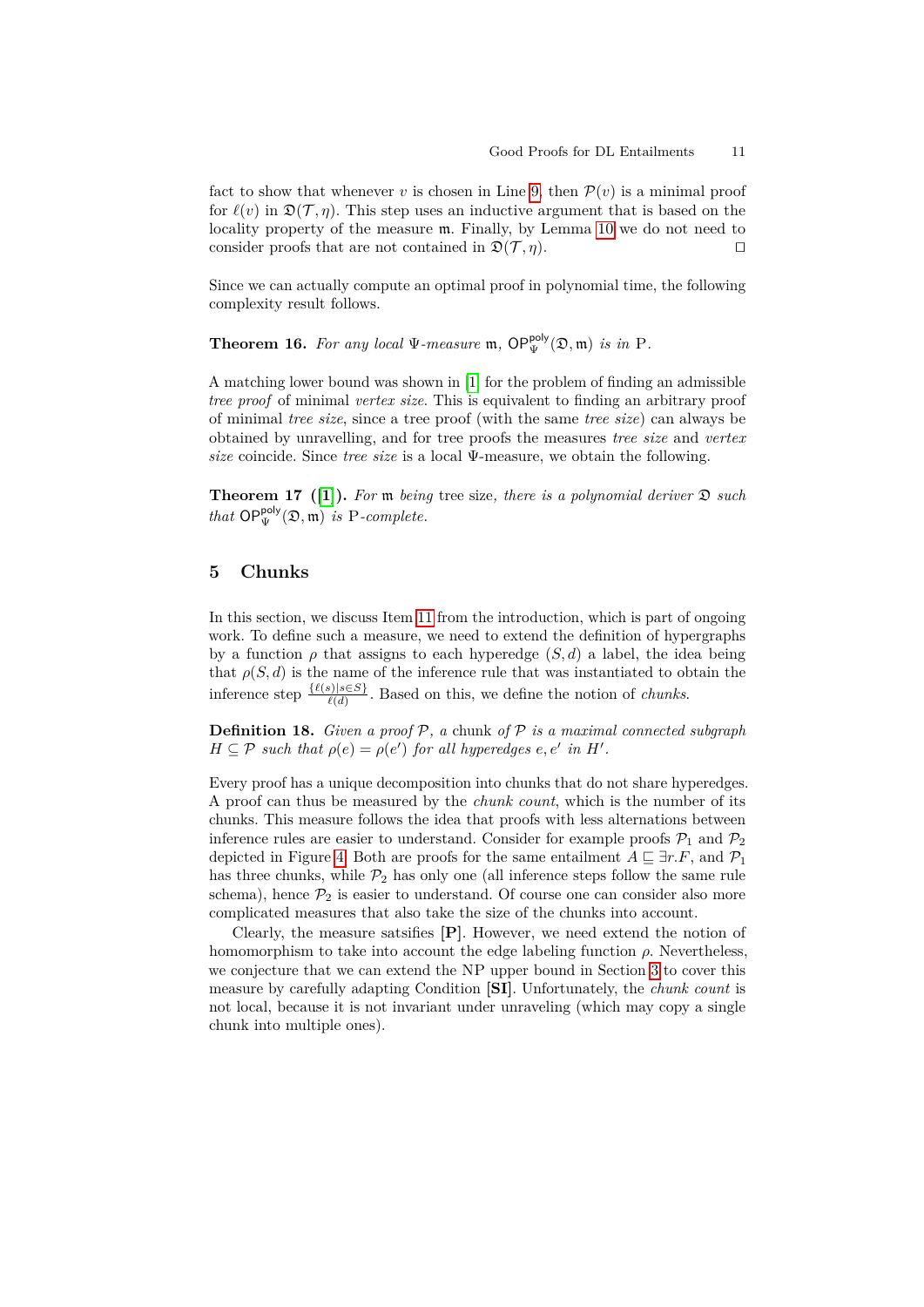fact to show that whenever $v$ is chosen in Line 9, then $\mathcal{P}(v)$ is a minimal proof for $\ell(v)$ in $\mathfrak{D}(\mathcal{T},\eta)$. This step uses an inductive argument that is based on the locality property of the measure $\mathfrak{m}$. Finally, by Lemma 10 we do not need to consider proofs that are not contained in $\mathfrak{D}(\mathcal{T},\eta)$. □

Since we can actually compute an optimal proof in polynomial time, the following complexity result follows.

**Theorem 16.** *For any local* $\Psi$*-measure* $\mathfrak{m}$*,* $\mathsf{OP}^{\mathsf{poly}}_{\Psi}(\mathfrak{D},\mathfrak{m})$ *is in* P*.*

A matching lower bound was shown in [1] for the problem of finding an admissible *tree proof* of minimal *vertex size*. This is equivalent to finding an arbitrary proof of minimal *tree size*, since a tree proof (with the same *tree size*) can always be obtained by unravelling, and for tree proofs the measures *tree size* and *vertex size* coincide. Since *tree size* is a local $\Psi$-measure, we obtain the following.

**Theorem 17 ([1]).** *For* $\mathfrak{m}$ *being* tree size*, there is a polynomial deriver* $\mathfrak{D}$ *such that* $\mathsf{OP}^{\mathsf{poly}}_{\Psi}(\mathfrak{D},\mathfrak{m})$ *is* P*-complete.*

## 5 Chunks

In this section, we discuss Item 11 from the introduction, which is part of ongoing work. To define such a measure, we need to extend the definition of hypergraphs by a function $\rho$ that assigns to each hyperedge $(S,d)$ a label, the idea being that $\rho(S,d)$ is the name of the inference rule that was instantiated to obtain the inference step $\frac{\{\ell(s)\mid s\in S\}}{\ell(d)}$. Based on this, we define the notion of *chunks*.

**Definition 18.** *Given a proof* $\mathcal{P}$*, a* chunk *of* $\mathcal{P}$ *is a maximal connected subgraph* $H\subseteq\mathcal{P}$ *such that* $\rho(e)=\rho(e')$ *for all hyperedges* $e,e'$ *in* $H'$*.*

Every proof has a unique decomposition into chunks that do not share hyperedges. A proof can thus be measured by the *chunk count*, which is the number of its chunks. This measure follows the idea that proofs with less alternations between inference rules are easier to understand. Consider for example proofs $\mathcal{P}_1$ and $\mathcal{P}_2$ depicted in Figure 4. Both are proofs for the same entailment $A\sqsubseteq\exists r.F$, and $\mathcal{P}_1$ has three chunks, while $\mathcal{P}_2$ has only one (all inference steps follow the same rule schema), hence $\mathcal{P}_2$ is easier to understand. Of course one can consider also more complicated measures that also take the size of the chunks into account.

Clearly, the measure satsifies **[P]**. However, we need extend the notion of homomorphism to take into account the edge labeling function $\rho$. Nevertheless, we conjecture that we can extend the NP upper bound in Section 3 to cover this measure by carefully adapting Condition **[SI]**. Unfortunately, the *chunk count* is not local, because it is not invariant under unraveling (which may copy a single chunk into multiple ones).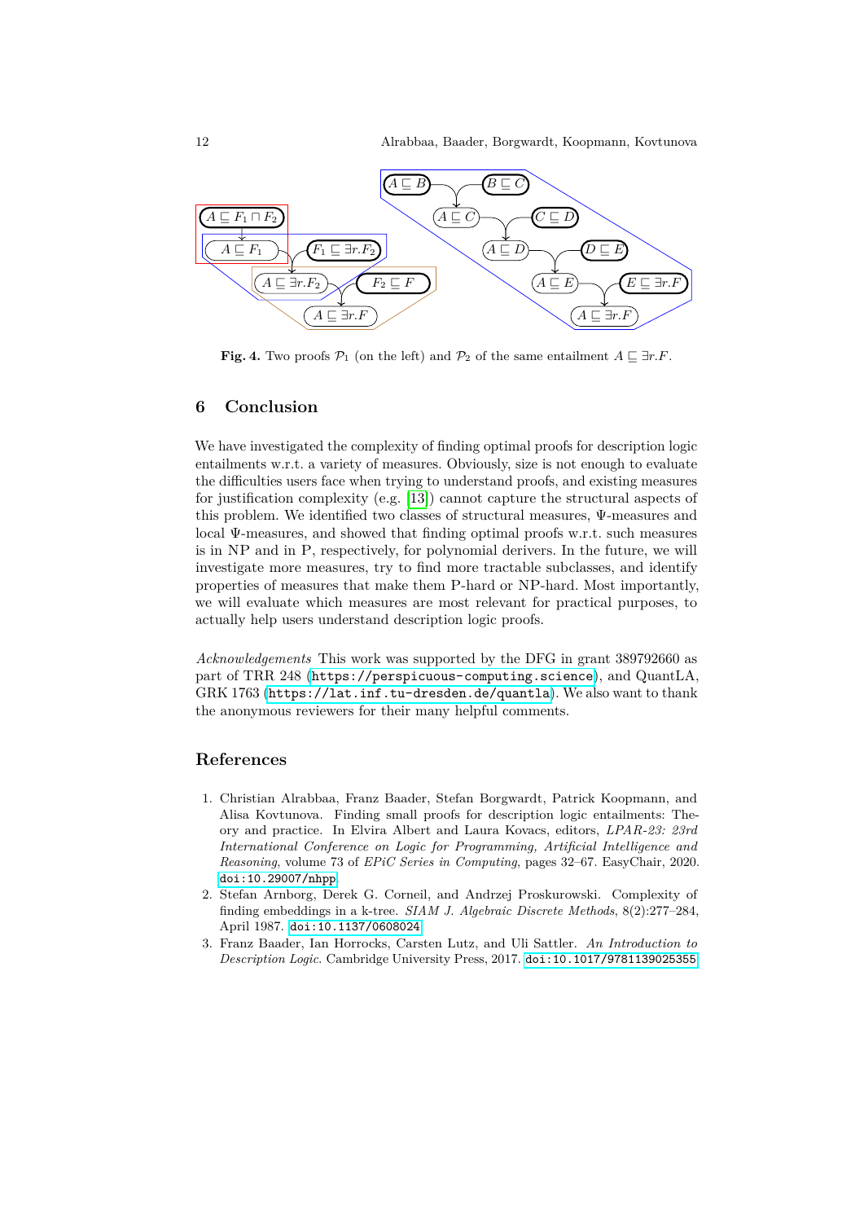Fig. 4. Two proofs $\mathcal{P}_1$ (on the left) and $\mathcal{P}_2$ of the same entailment $A \sqsubseteq \exists r.F$.

## 6 Conclusion

We have investigated the complexity of finding optimal proofs for description logic entailments w.r.t. a variety of measures. Obviously, size is not enough to evaluate the difficulties users face when trying to understand proofs, and existing measures for justification complexity (e.g. [13]) cannot capture the structural aspects of this problem. We identified two classes of structural measures, $\Psi$-measures and local $\Psi$-measures, and showed that finding optimal proofs w.r.t. such measures is in NP and in P, respectively, for polynomial derivers. In the future, we will investigate more measures, try to find more tractable subclasses, and identify properties of measures that make them P-hard or NP-hard. Most importantly, we will evaluate which measures are most relevant for practical purposes, to actually help users understand description logic proofs.

*Acknowledgements* This work was supported by the DFG in grant 389792660 as part of TRR 248 (https://perspicuous-computing.science), and QuantLA, GRK 1763 (https://lat.inf.tu-dresden.de/quantla). We also want to thank the anonymous reviewers for their many helpful comments.

## References

1. Christian Alrabbaa, Franz Baader, Stefan Borgwardt, Patrick Koopmann, and Alisa Kovtunova. Finding small proofs for description logic entailments: Theory and practice. In Elvira Albert and Laura Kovacs, editors, *LPAR-23: 23rd International Conference on Logic for Programming, Artificial Intelligence and Reasoning*, volume 73 of *EPiC Series in Computing*, pages 32–67. EasyChair, 2020. doi:10.29007/nhpp
2. Stefan Arnborg, Derek G. Corneil, and Andrzej Proskurowski. Complexity of finding embeddings in a k-tree. *SIAM J. Algebraic Discrete Methods*, 8(2):277–284, April 1987. doi:10.1137/0608024
3. Franz Baader, Ian Horrocks, Carsten Lutz, and Uli Sattler. *An Introduction to Description Logic*. Cambridge University Press, 2017. doi:10.1017/9781139025355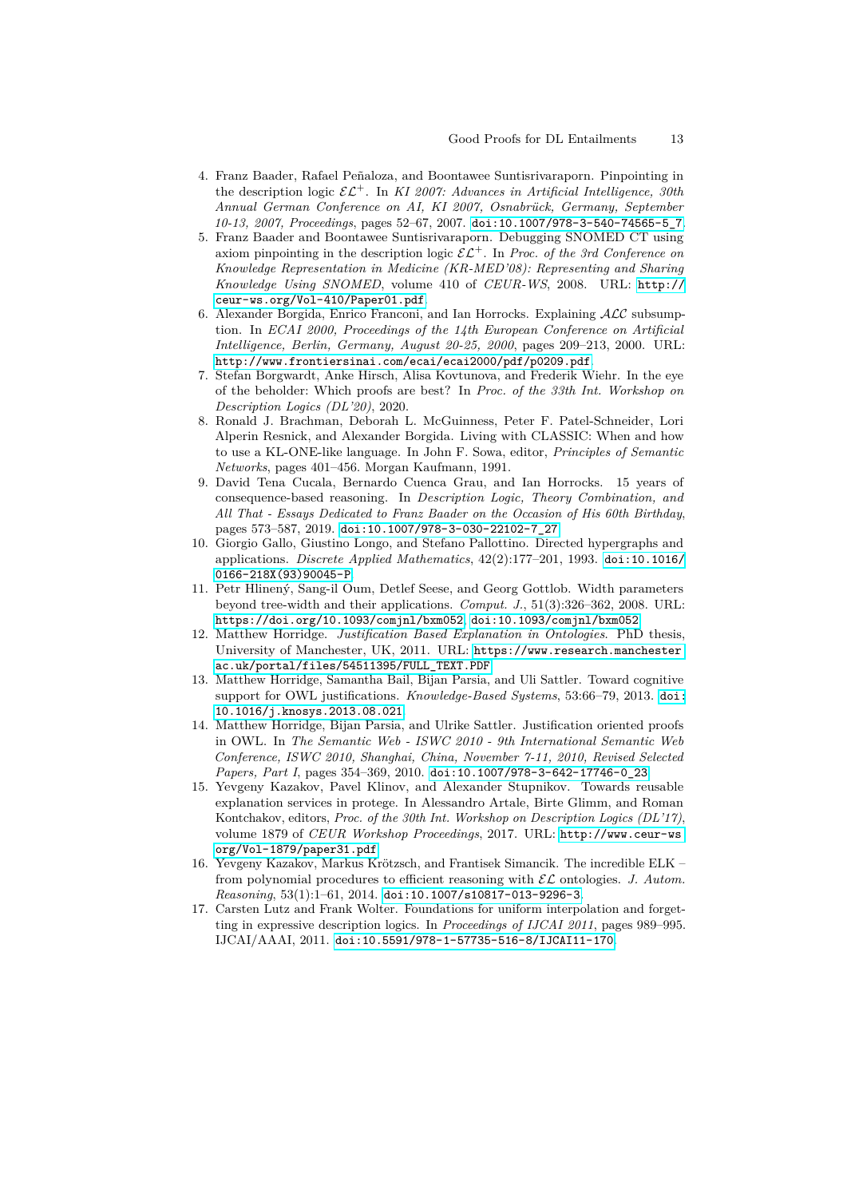4. Franz Baader, Rafael Peñaloza, and Boontawee Suntisrivaraporn. Pinpointing in the description logic $\mathcal{EL}^+$. In *KI 2007: Advances in Artificial Intelligence, 30th Annual German Conference on AI, KI 2007, Osnabrück, Germany, September 10-13, 2007, Proceedings*, pages 52–67, 2007. doi:10.1007/978-3-540-74565-5_7.
5. Franz Baader and Boontawee Suntisrivaraporn. Debugging SNOMED CT using axiom pinpointing in the description logic $\mathcal{EL}^+$. In *Proc. of the 3rd Conference on Knowledge Representation in Medicine (KR-MED'08): Representing and Sharing Knowledge Using SNOMED*, volume 410 of *CEUR-WS*, 2008. URL: http://ceur-ws.org/Vol-410/Paper01.pdf.
6. Alexander Borgida, Enrico Franconi, and Ian Horrocks. Explaining $\mathcal{ALC}$ subsumption. In *ECAI 2000, Proceedings of the 14th European Conference on Artificial Intelligence, Berlin, Germany, August 20-25, 2000*, pages 209–213, 2000. URL: http://www.frontiersinai.com/ecai/ecai2000/pdf/p0209.pdf.
7. Stefan Borgwardt, Anke Hirsch, Alisa Kovtunova, and Frederik Wiehr. In the eye of the beholder: Which proofs are best? In *Proc. of the 33th Int. Workshop on Description Logics (DL'20)*, 2020.
8. Ronald J. Brachman, Deborah L. McGuinness, Peter F. Patel-Schneider, Lori Alperin Resnick, and Alexander Borgida. Living with CLASSIC: When and how to use a KL-ONE-like language. In John F. Sowa, editor, *Principles of Semantic Networks*, pages 401–456. Morgan Kaufmann, 1991.
9. David Tena Cucala, Bernardo Cuenca Grau, and Ian Horrocks. 15 years of consequence-based reasoning. In *Description Logic, Theory Combination, and All That - Essays Dedicated to Franz Baader on the Occasion of His 60th Birthday*, pages 573–587, 2019. doi:10.1007/978-3-030-22102-7_27.
10. Giorgio Gallo, Giustino Longo, and Stefano Pallottino. Directed hypergraphs and applications. *Discrete Applied Mathematics*, 42(2):177–201, 1993. doi:10.1016/0166-218X(93)90045-P.
11. Petr Hlinený, Sang-il Oum, Detlef Seese, and Georg Gottlob. Width parameters beyond tree-width and their applications. *Comput. J.*, 51(3):326–362, 2008. URL: https://doi.org/10.1093/comjnl/bxm052, doi:10.1093/comjnl/bxm052.
12. Matthew Horridge. *Justification Based Explanation in Ontologies*. PhD thesis, University of Manchester, UK, 2011. URL: https://www.research.manchester.ac.uk/portal/files/54511395/FULL_TEXT.PDF.
13. Matthew Horridge, Samantha Bail, Bijan Parsia, and Uli Sattler. Toward cognitive support for OWL justifications. *Knowledge-Based Systems*, 53:66–79, 2013. doi:10.1016/j.knosys.2013.08.021.
14. Matthew Horridge, Bijan Parsia, and Ulrike Sattler. Justification oriented proofs in OWL. In *The Semantic Web - ISWC 2010 - 9th International Semantic Web Conference, ISWC 2010, Shanghai, China, November 7-11, 2010, Revised Selected Papers, Part I*, pages 354–369, 2010. doi:10.1007/978-3-642-17746-0_23.
15. Yevgeny Kazakov, Pavel Klinov, and Alexander Stupnikov. Towards reusable explanation services in protege. In Alessandro Artale, Birte Glimm, and Roman Kontchakov, editors, *Proc. of the 30th Int. Workshop on Description Logics (DL'17)*, volume 1879 of *CEUR Workshop Proceedings*, 2017. URL: http://www.ceur-ws.org/Vol-1879/paper31.pdf.
16. Yevgeny Kazakov, Markus Krötzsch, and Frantisek Simancik. The incredible ELK – from polynomial procedures to efficient reasoning with $\mathcal{EL}$ ontologies. *J. Autom. Reasoning*, 53(1):1–61, 2014. doi:10.1007/s10817-013-9296-3.
17. Carsten Lutz and Frank Wolter. Foundations for uniform interpolation and forgetting in expressive description logics. In *Proceedings of IJCAI 2011*, pages 989–995. IJCAI/AAAI, 2011. doi:10.5591/978-1-57735-516-8/IJCAI11-170.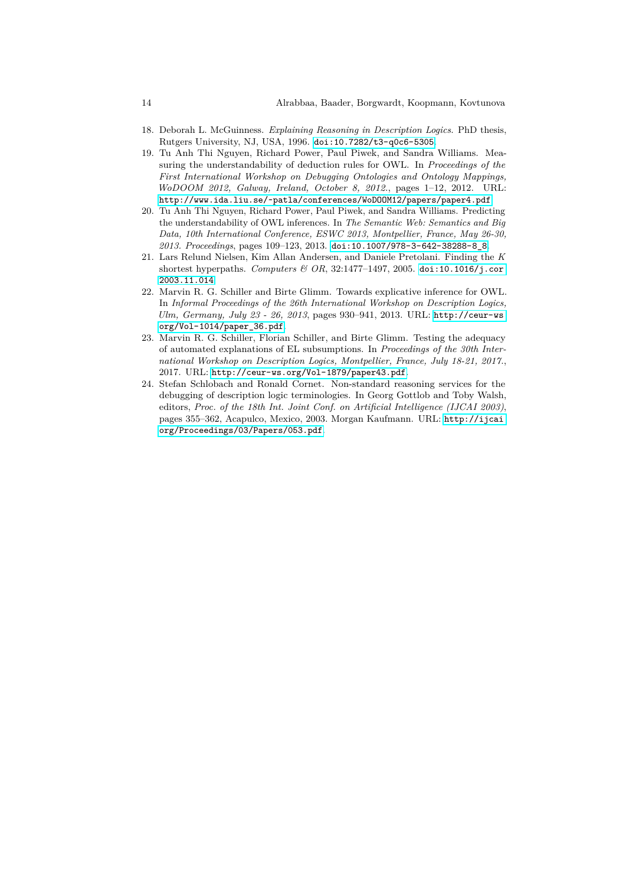18. Deborah L. McGuinness. *Explaining Reasoning in Description Logics*. PhD thesis, Rutgers University, NJ, USA, 1996. doi:10.7282/t3-q0c6-5305.
19. Tu Anh Thi Nguyen, Richard Power, Paul Piwek, and Sandra Williams. Measuring the understandability of deduction rules for OWL. In *Proceedings of the First International Workshop on Debugging Ontologies and Ontology Mappings, WoDOOM 2012, Galway, Ireland, October 8, 2012.*, pages 1–12, 2012. URL: http://www.ida.liu.se/~patla/conferences/WoDOOM12/papers/paper4.pdf.
20. Tu Anh Thi Nguyen, Richard Power, Paul Piwek, and Sandra Williams. Predicting the understandability of OWL inferences. In *The Semantic Web: Semantics and Big Data, 10th International Conference, ESWC 2013, Montpellier, France, May 26-30, 2013. Proceedings*, pages 109–123, 2013. doi:10.1007/978-3-642-38288-8_8.
21. Lars Relund Nielsen, Kim Allan Andersen, and Daniele Pretolani. Finding the $K$ shortest hyperpaths. *Computers & OR*, 32:1477–1497, 2005. doi:10.1016/j.cor.2003.11.014.
22. Marvin R. G. Schiller and Birte Glimm. Towards explicative inference for OWL. In *Informal Proceedings of the 26th International Workshop on Description Logics, Ulm, Germany, July 23 - 26, 2013*, pages 930–941, 2013. URL: http://ceur-ws.org/Vol-1014/paper_36.pdf.
23. Marvin R. G. Schiller, Florian Schiller, and Birte Glimm. Testing the adequacy of automated explanations of EL subsumptions. In *Proceedings of the 30th International Workshop on Description Logics, Montpellier, France, July 18-21, 2017.*, 2017. URL: http://ceur-ws.org/Vol-1879/paper43.pdf.
24. Stefan Schlobach and Ronald Cornet. Non-standard reasoning services for the debugging of description logic terminologies. In Georg Gottlob and Toby Walsh, editors, *Proc. of the 18th Int. Joint Conf. on Artificial Intelligence (IJCAI 2003)*, pages 355–362, Acapulco, Mexico, 2003. Morgan Kaufmann. URL: http://ijcai.org/Proceedings/03/Papers/053.pdf.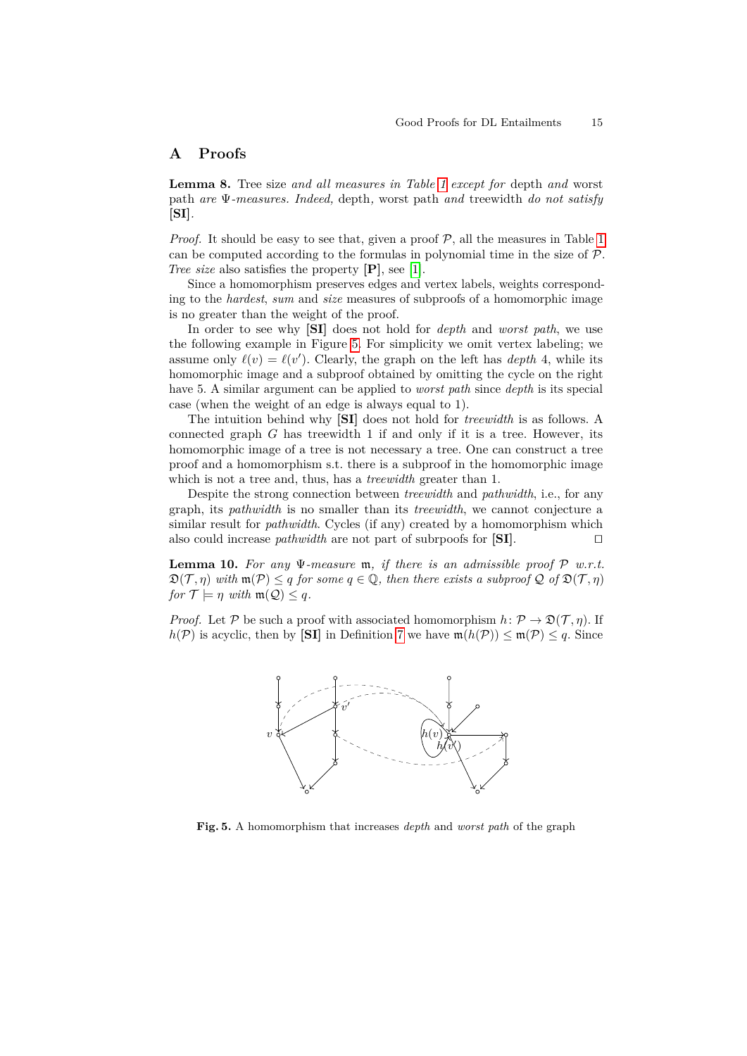## A Proofs

**Lemma 8.** *Tree size and all measures in Table 1 except for* depth *and* worst path *are* $\Psi$*-measures. Indeed,* depth*,* worst path *and* treewidth *do not satisfy* **[SI]**.

*Proof.* It should be easy to see that, given a proof $\mathcal{P}$, all the measures in Table 1 can be computed according to the formulas in polynomial time in the size of $\mathcal{P}$. *Tree size* also satisfies the property **[P]**, see [1].

Since a homomorphism preserves edges and vertex labels, weights corresponding to the *hardest*, *sum* and *size* measures of subproofs of a homomorphic image is no greater than the weight of the proof.

In order to see why **[SI]** does not hold for *depth* and *worst path*, we use the following example in Figure 5. For simplicity we omit vertex labeling; we assume only $\ell(v) = \ell(v')$. Clearly, the graph on the left has *depth* 4, while its homomorphic image and a subproof obtained by omitting the cycle on the right have 5. A similar argument can be applied to *worst path* since *depth* is its special case (when the weight of an edge is always equal to 1).

The intuition behind why **[SI]** does not hold for *treewidth* is as follows. A connected graph $G$ has treewidth 1 if and only if it is a tree. However, its homomorphic image of a tree is not necessary a tree. One can construct a tree proof and a homomorphism s.t. there is a subproof in the homomorphic image which is not a tree and, thus, has a *treewidth* greater than 1.

Despite the strong connection between *treewidth* and *pathwidth*, i.e., for any graph, its *pathwidth* is no smaller than its *treewidth*, we cannot conjecture a similar result for *pathwidth*. Cycles (if any) created by a homomorphism which also could increase *pathwidth* are not part of subrpoofs for **[SI]**. $\square$

**Lemma 10.** *For any* $\Psi$*-measure* $\mathfrak{m}$*, if there is an admissible proof* $\mathcal{P}$ *w.r.t.* $\mathfrak{D}(\mathcal{T}, \eta)$ *with* $\mathfrak{m}(\mathcal{P}) \leq q$ *for some* $q \in \mathbb{Q}$*, then there exists a subproof* $\mathcal{Q}$ *of* $\mathfrak{D}(\mathcal{T}, \eta)$ *for* $\mathcal{T} \models \eta$ *with* $\mathfrak{m}(\mathcal{Q}) \leq q$.

*Proof.* Let $\mathcal{P}$ be such a proof with associated homomorphism $h\colon \mathcal{P} \to \mathfrak{D}(\mathcal{T}, \eta)$. If $h(\mathcal{P})$ is acyclic, then by **[SI]** in Definition 7 we have $\mathfrak{m}(h(\mathcal{P})) \leq \mathfrak{m}(\mathcal{P}) \leq q$. Since

**Fig. 5.** A homomorphism that increases *depth* and *worst path* of the graph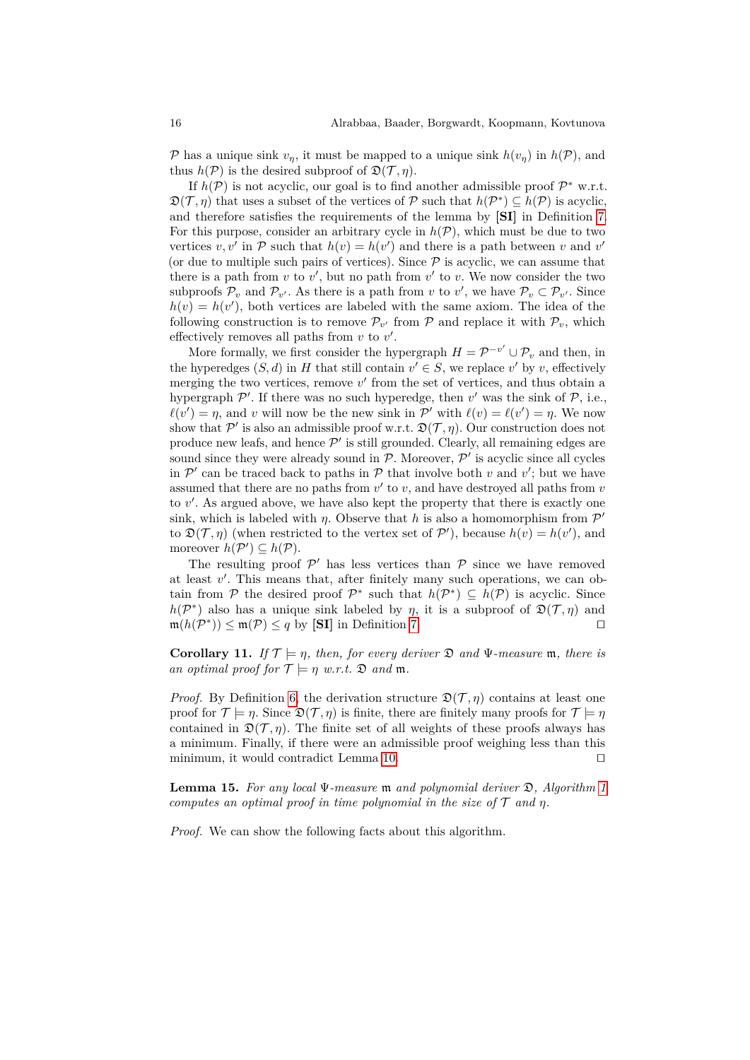$\mathcal{P}$ has a unique sink $v_\eta$, it must be mapped to a unique sink $h(v_\eta)$ in $h(\mathcal{P})$, and thus $h(\mathcal{P})$ is the desired subproof of $\mathfrak{D}(\mathcal{T}, \eta)$.

If $h(\mathcal{P})$ is not acyclic, our goal is to find another admissible proof $\mathcal{P}^*$ w.r.t. $\mathfrak{D}(\mathcal{T}, \eta)$ that uses a subset of the vertices of $\mathcal{P}$ such that $h(\mathcal{P}^*) \subseteq h(\mathcal{P})$ is acyclic, and therefore satisfies the requirements of the lemma by **[SI]** in Definition 7. For this purpose, consider an arbitrary cycle in $h(\mathcal{P})$, which must be due to two vertices $v, v'$ in $\mathcal{P}$ such that $h(v) = h(v')$ and there is a path between $v$ and $v'$ (or due to multiple such pairs of vertices). Since $\mathcal{P}$ is acyclic, we can assume that there is a path from $v$ to $v'$, but no path from $v'$ to $v$. We now consider the two subproofs $\mathcal{P}_v$ and $\mathcal{P}_{v'}$. As there is a path from $v$ to $v'$, we have $\mathcal{P}_v \subset \mathcal{P}_{v'}$. Since $h(v) = h(v')$, both vertices are labeled with the same axiom. The idea of the following construction is to remove $\mathcal{P}_{v'}$ from $\mathcal{P}$ and replace it with $\mathcal{P}_v$, which effectively removes all paths from $v$ to $v'$.

More formally, we first consider the hypergraph $H = \mathcal{P}^{-v'} \cup \mathcal{P}_v$ and then, in the hyperedges $(S, d)$ in $H$ that still contain $v' \in S$, we replace $v'$ by $v$, effectively merging the two vertices, remove $v'$ from the set of vertices, and thus obtain a hypergraph $\mathcal{P}'$. If there was no such hyperedge, then $v'$ was the sink of $\mathcal{P}$, i.e., $\ell(v') = \eta$, and $v$ will now be the new sink in $\mathcal{P}'$ with $\ell(v) = \ell(v') = \eta$. We now show that $\mathcal{P}'$ is also an admissible proof w.r.t. $\mathfrak{D}(\mathcal{T}, \eta)$. Our construction does not produce new leafs, and hence $\mathcal{P}'$ is still grounded. Clearly, all remaining edges are sound since they were already sound in $\mathcal{P}$. Moreover, $\mathcal{P}'$ is acyclic since all cycles in $\mathcal{P}'$ can be traced back to paths in $\mathcal{P}$ that involve both $v$ and $v'$; but we have assumed that there are no paths from $v'$ to $v$, and have destroyed all paths from $v$ to $v'$. As argued above, we have also kept the property that there is exactly one sink, which is labeled with $\eta$. Observe that $h$ is also a homomorphism from $\mathcal{P}'$ to $\mathfrak{D}(\mathcal{T}, \eta)$ (when restricted to the vertex set of $\mathcal{P}'$), because $h(v) = h(v')$, and moreover $h(\mathcal{P}') \subseteq h(\mathcal{P})$.

The resulting proof $\mathcal{P}'$ has less vertices than $\mathcal{P}$ since we have removed at least $v'$. This means that, after finitely many such operations, we can obtain from $\mathcal{P}$ the desired proof $\mathcal{P}^*$ such that $h(\mathcal{P}^*) \subseteq h(\mathcal{P})$ is acyclic. Since $h(\mathcal{P}^*)$ also has a unique sink labeled by $\eta$, it is a subproof of $\mathfrak{D}(\mathcal{T}, \eta)$ and $\mathfrak{m}(h(\mathcal{P}^*)) \leq \mathfrak{m}(\mathcal{P}) \leq q$ by **[SI]** in Definition 7. ◻

**Corollary 11.** *If $\mathcal{T} \models \eta$, then, for every deriver $\mathfrak{D}$ and $\Psi$-measure $\mathfrak{m}$, there is an optimal proof for $\mathcal{T} \models \eta$ w.r.t. $\mathfrak{D}$ and $\mathfrak{m}$.*

*Proof.* By Definition 6, the derivation structure $\mathfrak{D}(\mathcal{T}, \eta)$ contains at least one proof for $\mathcal{T} \models \eta$. Since $\mathfrak{D}(\mathcal{T}, \eta)$ is finite, there are finitely many proofs for $\mathcal{T} \models \eta$ contained in $\mathfrak{D}(\mathcal{T}, \eta)$. The finite set of all weights of these proofs always has a minimum. Finally, if there were an admissible proof weighing less than this minimum, it would contradict Lemma 10. ◻

**Lemma 15.** *For any local $\Psi$-measure $\mathfrak{m}$ and polynomial deriver $\mathfrak{D}$, Algorithm 1 computes an optimal proof in time polynomial in the size of $\mathcal{T}$ and $\eta$.*

*Proof.* We can show the following facts about this algorithm.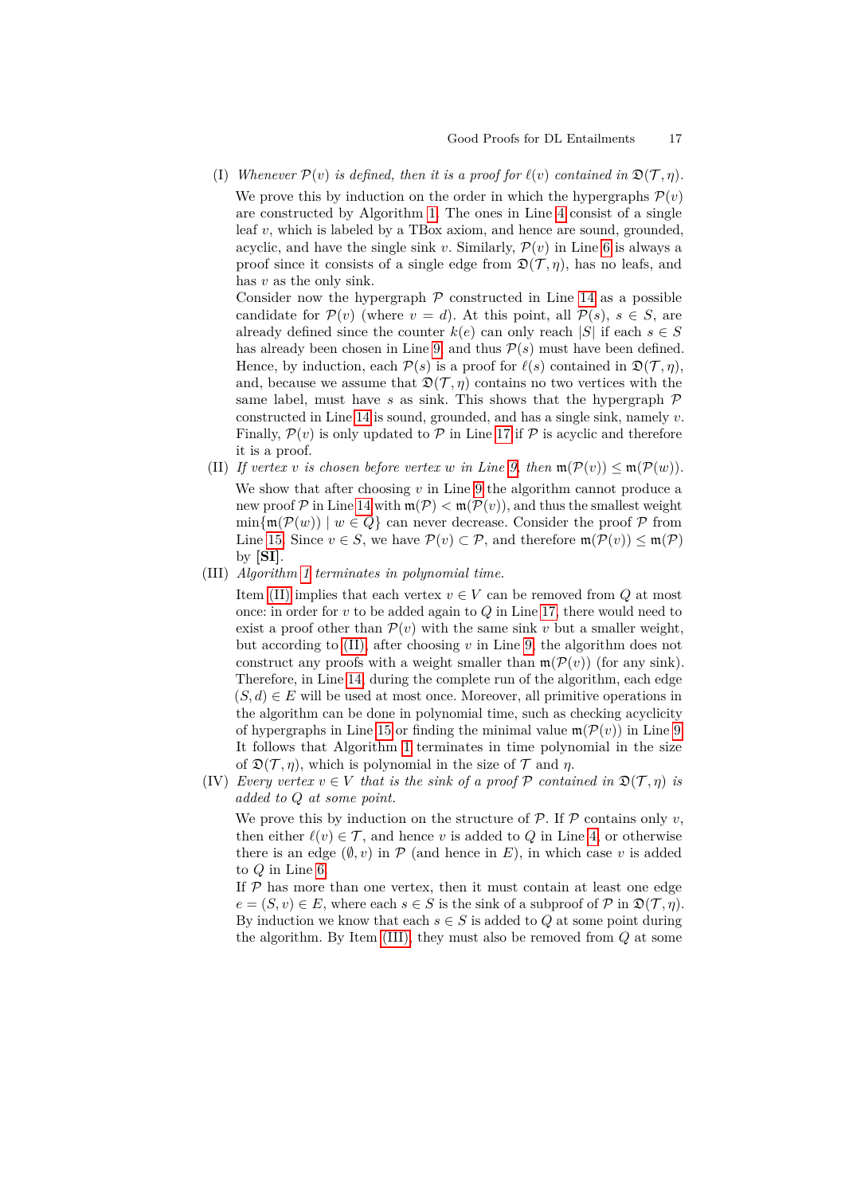(I) *Whenever $\mathcal{P}(v)$ is defined, then it is a proof for $\ell(v)$ contained in $\mathfrak{D}(\mathcal{T}, \eta)$.*

We prove this by induction on the order in which the hypergraphs $\mathcal{P}(v)$ are constructed by Algorithm 1. The ones in Line 4 consist of a single leaf $v$, which is labeled by a TBox axiom, and hence are sound, grounded, acyclic, and have the single sink $v$. Similarly, $\mathcal{P}(v)$ in Line 6 is always a proof since it consists of a single edge from $\mathfrak{D}(\mathcal{T}, \eta)$, has no leafs, and has $v$ as the only sink.

Consider now the hypergraph $\mathcal{P}$ constructed in Line 14 as a possible candidate for $\mathcal{P}(v)$ (where $v = d$). At this point, all $\mathcal{P}(s)$, $s \in S$, are already defined since the counter $k(e)$ can only reach $|S|$ if each $s \in S$ has already been chosen in Line 9 and thus $\mathcal{P}(s)$ must have been defined. Hence, by induction, each $\mathcal{P}(s)$ is a proof for $\ell(s)$ contained in $\mathfrak{D}(\mathcal{T}, \eta)$, and, because we assume that $\mathfrak{D}(\mathcal{T}, \eta)$ contains no two vertices with the same label, must have $s$ as sink. This shows that the hypergraph $\mathcal{P}$ constructed in Line 14 is sound, grounded, and has a single sink, namely $v$. Finally, $\mathcal{P}(v)$ is only updated to $\mathcal{P}$ in Line 17 if $\mathcal{P}$ is acyclic and therefore it is a proof.

(II) *If vertex $v$ is chosen before vertex $w$ in Line 9, then $\mathfrak{m}(\mathcal{P}(v)) \leq \mathfrak{m}(\mathcal{P}(w))$.*

We show that after choosing $v$ in Line 9 the algorithm cannot produce a new proof $\mathcal{P}$ in Line 14 with $\mathfrak{m}(\mathcal{P}) < \mathfrak{m}(\mathcal{P}(v))$, and thus the smallest weight $\min\{\mathfrak{m}(\mathcal{P}(w)) \mid w \in Q\}$ can never decrease. Consider the proof $\mathcal{P}$ from Line 15. Since $v \in S$, we have $\mathcal{P}(v) \subset \mathcal{P}$, and therefore $\mathfrak{m}(\mathcal{P}(v)) \leq \mathfrak{m}(\mathcal{P})$ by [**SI**].

(III) *Algorithm 1 terminates in polynomial time.*

Item (II) implies that each vertex $v \in V$ can be removed from $Q$ at most once: in order for $v$ to be added again to $Q$ in Line 17, there would need to exist a proof other than $\mathcal{P}(v)$ with the same sink $v$ but a smaller weight, but according to (II), after choosing $v$ in Line 9, the algorithm does not construct any proofs with a weight smaller than $\mathfrak{m}(\mathcal{P}(v))$ (for any sink). Therefore, in Line 14, during the complete run of the algorithm, each edge $(S, d) \in E$ will be used at most once. Moreover, all primitive operations in the algorithm can be done in polynomial time, such as checking acyclicity of hypergraphs in Line 15 or finding the minimal value $\mathfrak{m}(\mathcal{P}(v))$ in Line 9. It follows that Algorithm 1 terminates in time polynomial in the size of $\mathfrak{D}(\mathcal{T}, \eta)$, which is polynomial in the size of $\mathcal{T}$ and $\eta$.

(IV) *Every vertex $v \in V$ that is the sink of a proof $\mathcal{P}$ contained in $\mathfrak{D}(\mathcal{T}, \eta)$ is added to $Q$ at some point.*

We prove this by induction on the structure of $\mathcal{P}$. If $\mathcal{P}$ contains only $v$, then either $\ell(v) \in \mathcal{T}$, and hence $v$ is added to $Q$ in Line 4, or otherwise there is an edge $(\emptyset, v)$ in $\mathcal{P}$ (and hence in $E$), in which case $v$ is added to $Q$ in Line 6.

If $\mathcal{P}$ has more than one vertex, then it must contain at least one edge $e = (S, v) \in E$, where each $s \in S$ is the sink of a subproof of $\mathcal{P}$ in $\mathfrak{D}(\mathcal{T}, \eta)$. By induction we know that each $s \in S$ is added to $Q$ at some point during the algorithm. By Item (III), they must also be removed from $Q$ at some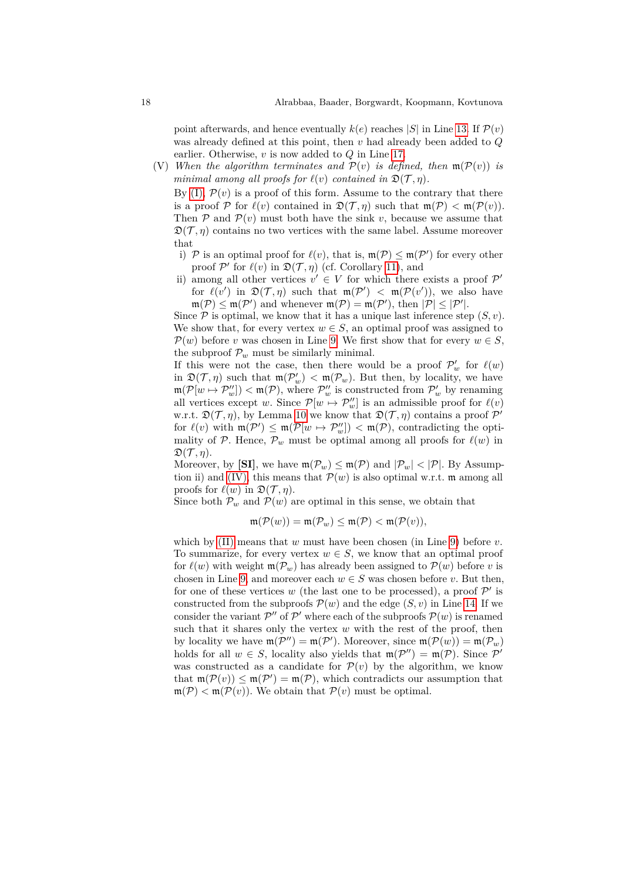point afterwards, and hence eventually $k(e)$ reaches $|S|$ in Line 13. If $\mathcal{P}(v)$ was already defined at this point, then $v$ had already been added to $Q$ earlier. Otherwise, $v$ is now added to $Q$ in Line 17.

(V) *When the algorithm terminates and $\mathcal{P}(v)$ is defined, then $\mathfrak{m}(\mathcal{P}(v))$ is minimal among all proofs for $\ell(v)$ contained in $\mathfrak{D}(\mathcal{T}, \eta)$.*

By (I), $\mathcal{P}(v)$ is a proof of this form. Assume to the contrary that there is a proof $\mathcal{P}$ for $\ell(v)$ contained in $\mathfrak{D}(\mathcal{T}, \eta)$ such that $\mathfrak{m}(\mathcal{P}) < \mathfrak{m}(\mathcal{P}(v))$. Then $\mathcal{P}$ and $\mathcal{P}(v)$ must both have the sink $v$, because we assume that $\mathfrak{D}(\mathcal{T}, \eta)$ contains no two vertices with the same label. Assume moreover that

i) $\mathcal{P}$ is an optimal proof for $\ell(v)$, that is, $\mathfrak{m}(\mathcal{P}) \leq \mathfrak{m}(\mathcal{P}')$ for every other proof $\mathcal{P}'$ for $\ell(v)$ in $\mathfrak{D}(\mathcal{T}, \eta)$ (cf. Corollary 11), and

ii) among all other vertices $v' \in V$ for which there exists a proof $\mathcal{P}'$ for $\ell(v')$ in $\mathfrak{D}(\mathcal{T}, \eta)$ such that $\mathfrak{m}(\mathcal{P}') < \mathfrak{m}(\mathcal{P}(v'))$, we also have $\mathfrak{m}(\mathcal{P}) \leq \mathfrak{m}(\mathcal{P}')$ and whenever $\mathfrak{m}(\mathcal{P}) = \mathfrak{m}(\mathcal{P}')$, then $|\mathcal{P}| \leq |\mathcal{P}'|$.

Since $\mathcal{P}$ is optimal, we know that it has a unique last inference step $(S, v)$. We show that, for every vertex $w \in S$, an optimal proof was assigned to $\mathcal{P}(w)$ before $v$ was chosen in Line 9. We first show that for every $w \in S$, the subproof $\mathcal{P}_w$ must be similarly minimal.

If this were not the case, then there would be a proof $\mathcal{P}'_w$ for $\ell(w)$ in $\mathfrak{D}(\mathcal{T}, \eta)$ such that $\mathfrak{m}(\mathcal{P}'_w) < \mathfrak{m}(\mathcal{P}_w)$. But then, by locality, we have $\mathfrak{m}(\mathcal{P}[w \mapsto \mathcal{P}''_w]) < \mathfrak{m}(\mathcal{P})$, where $\mathcal{P}''_w$ is constructed from $\mathcal{P}'_w$ by renaming all vertices except $w$. Since $\mathcal{P}[w \mapsto \mathcal{P}''_w]$ is an admissible proof for $\ell(v)$ w.r.t. $\mathfrak{D}(\mathcal{T}, \eta)$, by Lemma 10 we know that $\mathfrak{D}(\mathcal{T}, \eta)$ contains a proof $\mathcal{P}'$ for $\ell(v)$ with $\mathfrak{m}(\mathcal{P}') \leq \mathfrak{m}(\mathcal{P}[w \mapsto \mathcal{P}''_w]) < \mathfrak{m}(\mathcal{P})$, contradicting the optimality of $\mathcal{P}$. Hence, $\mathcal{P}_w$ must be optimal among all proofs for $\ell(w)$ in $\mathfrak{D}(\mathcal{T}, \eta)$.

Moreover, by **[SI]**, we have $\mathfrak{m}(\mathcal{P}_w) \leq \mathfrak{m}(\mathcal{P})$ and $|\mathcal{P}_w| < |\mathcal{P}|$. By Assumption ii) and (IV), this means that $\mathcal{P}(w)$ is also optimal w.r.t. $\mathfrak{m}$ among all proofs for $\ell(w)$ in $\mathfrak{D}(\mathcal{T}, \eta)$.

Since both $\mathcal{P}_w$ and $\mathcal{P}(w)$ are optimal in this sense, we obtain that

$$\mathfrak{m}(\mathcal{P}(w)) = \mathfrak{m}(\mathcal{P}_w) \leq \mathfrak{m}(\mathcal{P}) < \mathfrak{m}(\mathcal{P}(v)),$$

which by (II) means that $w$ must have been chosen (in Line 9) before $v$. To summarize, for every vertex $w \in S$, we know that an optimal proof for $\ell(w)$ with weight $\mathfrak{m}(\mathcal{P}_w)$ has already been assigned to $\mathcal{P}(w)$ before $v$ is chosen in Line 9, and moreover each $w \in S$ was chosen before $v$. But then, for one of these vertices $w$ (the last one to be processed), a proof $\mathcal{P}'$ is constructed from the subproofs $\mathcal{P}(w)$ and the edge $(S, v)$ in Line 14. If we consider the variant $\mathcal{P}''$ of $\mathcal{P}'$ where each of the subproofs $\mathcal{P}(w)$ is renamed such that it shares only the vertex $w$ with the rest of the proof, then by locality we have $\mathfrak{m}(\mathcal{P}'') = \mathfrak{m}(\mathcal{P}')$. Moreover, since $\mathfrak{m}(\mathcal{P}(w)) = \mathfrak{m}(\mathcal{P}_w)$ holds for all $w \in S$, locality also yields that $\mathfrak{m}(\mathcal{P}'') = \mathfrak{m}(\mathcal{P})$. Since $\mathcal{P}'$ was constructed as a candidate for $\mathcal{P}(v)$ by the algorithm, we know that $\mathfrak{m}(\mathcal{P}(v)) \leq \mathfrak{m}(\mathcal{P}') = \mathfrak{m}(\mathcal{P})$, which contradicts our assumption that $\mathfrak{m}(\mathcal{P}) < \mathfrak{m}(\mathcal{P}(v))$. We obtain that $\mathcal{P}(v)$ must be optimal.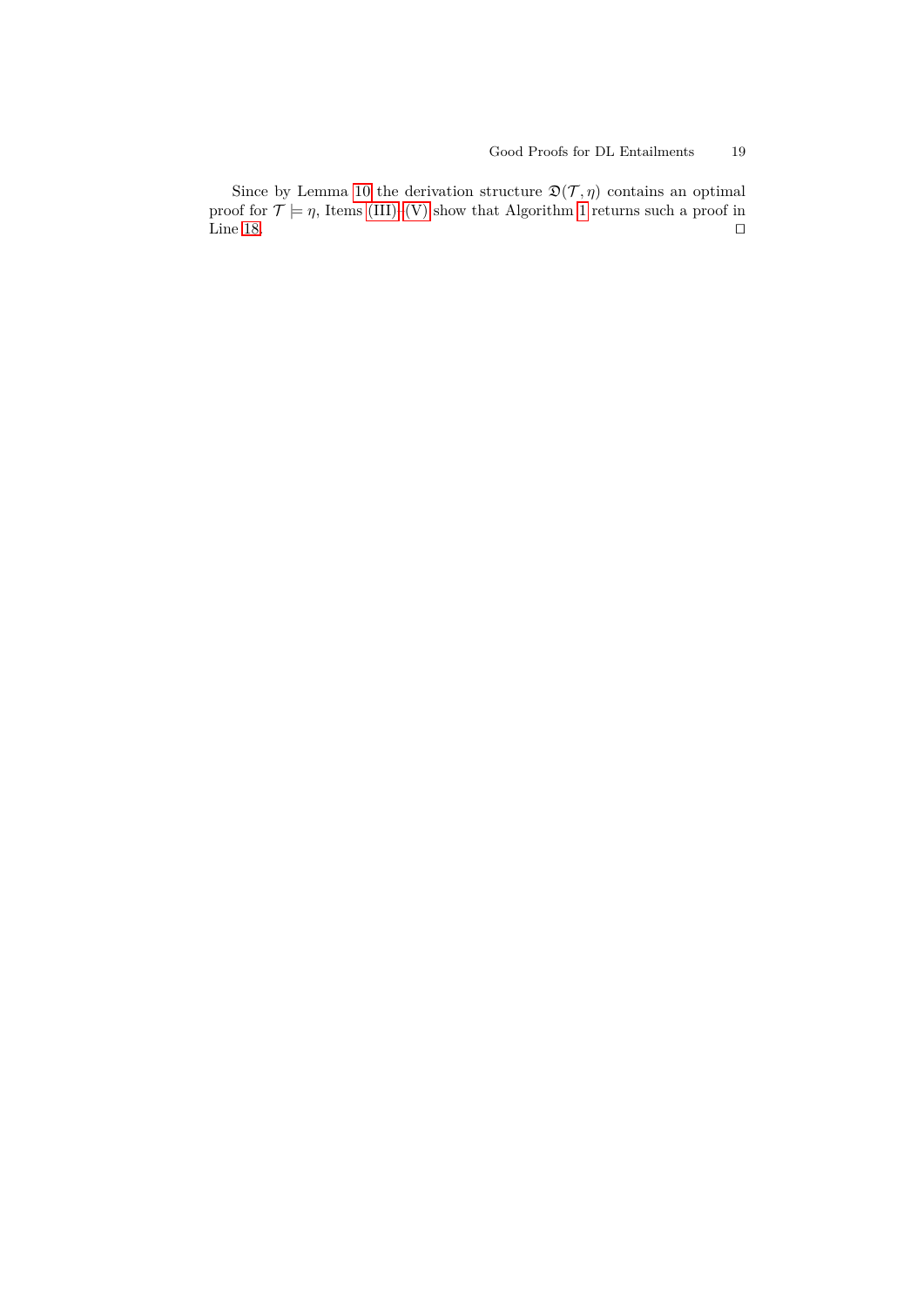Since by Lemma 10 the derivation structure $\mathfrak{D}(\mathcal{T}, \eta)$ contains an optimal proof for $\mathcal{T} \models \eta$, Items (III)–(V) show that Algorithm 1 returns such a proof in Line 18. $\square$